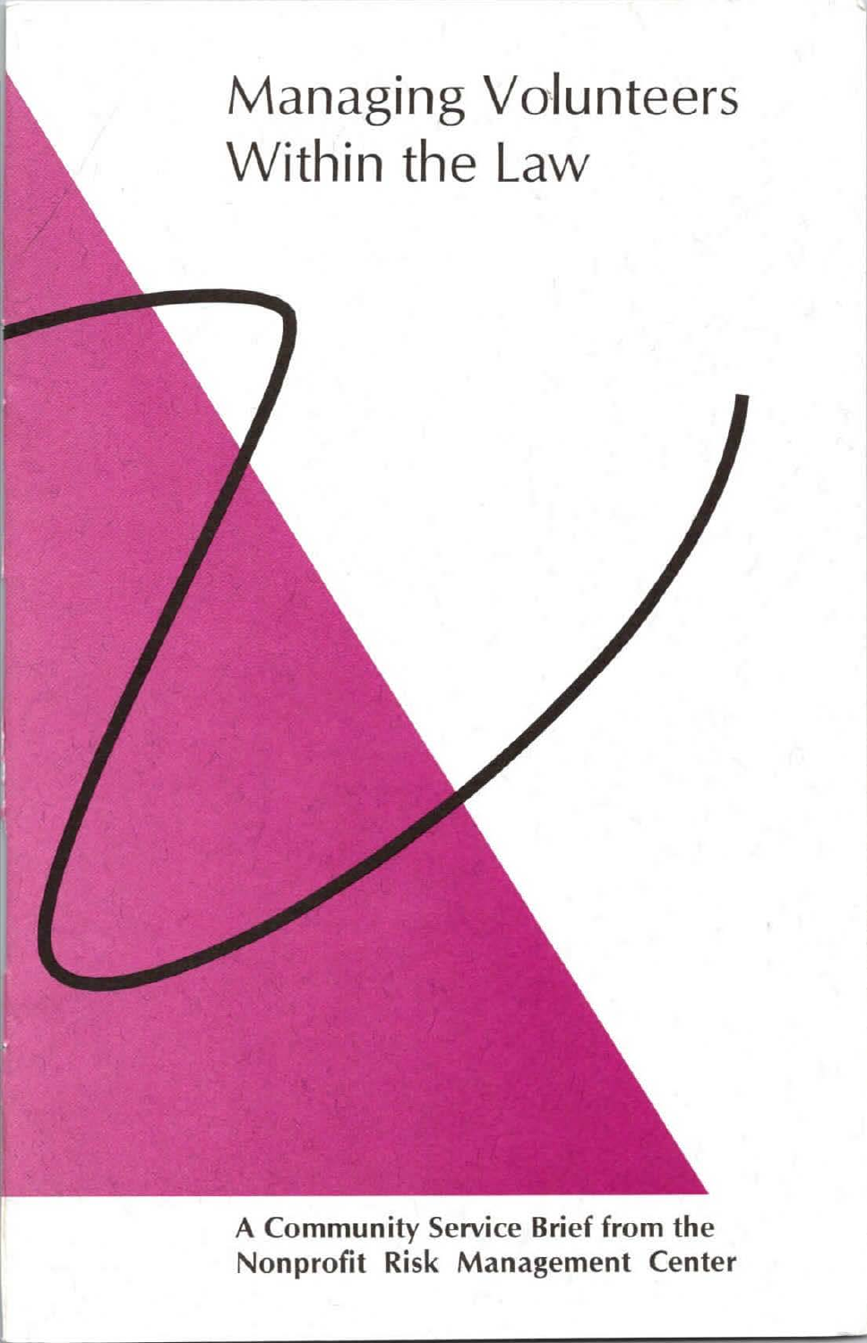# Managing Volunteers Within the Law

**A Community Service Brief from the Nonprofit Risk Management Center**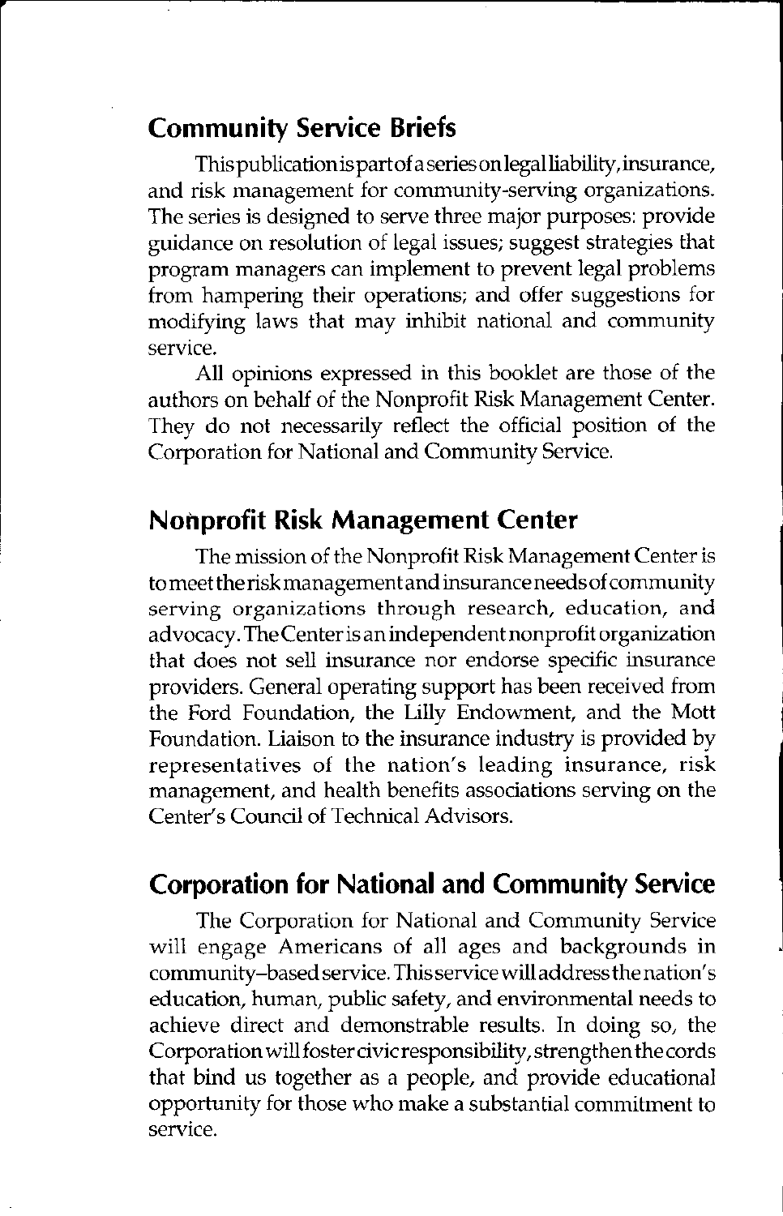## Community Service Briefs

This publication is part of a series on legal liability, insurance, and risk management for community-serving organizations. The series is designed to serve three major purposes: provide guidance on resolution of legal issues; suggest strategies that program managers can implement to prevent legal problems from hampering their operations; and offer suggestions for modifying laws that may inhibit national and community service.

All opinions expressed in this booklet are those of the authors on behalf of the Nonprofit Risk Management Center. They do not necessarily reflect the official position of the Corporation for National and Community Service.

## Nonprofit Risk Management Center

The mission of the Nonprofit Risk Management Center is to meet the risk management and insurance needs of community serving organizations through research, education, and advocacy. The Center is an independent nonprofit organization that does not sell insurance nor endorse specific insurance providers. General operating support has been received from the Ford Foundation, the Lilly Endowment, and the Mott Foundation. Liaison to the insurance industry is provided by representatives of the nation's leading insurance, risk management, and health benefits associations serving on the Center's Council of Technical Advisors.

## Corporation for National and Community Service

The Corporation for National and Community Service will engage Americans of all ages and backgrounds in community–based service. This service will address the nation's education, human, public safety, and environmental needs to achieve direct and demonstrable results. In doing so, the Corporation will foster civic responsibility, strengthen the cords that bind us together as a people, and provide educational opportunity for those who make a substantial commitment to service.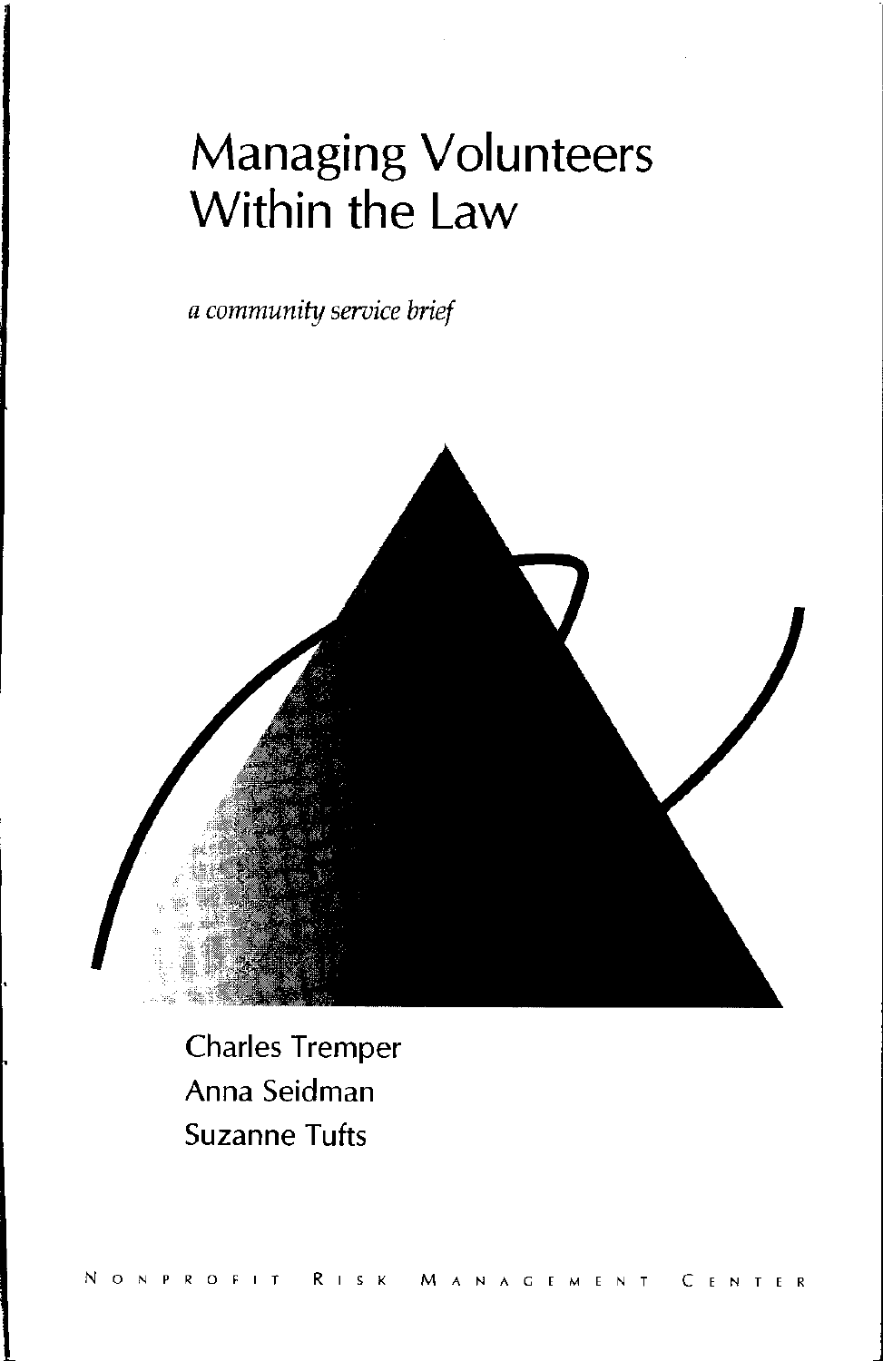# Managing Volunteers Within the Law

*a community service brief*

Charles Tremper
Anna Seidman
Suzanne Tufts

NONPROFIT RISK MANAGEMENT CENTER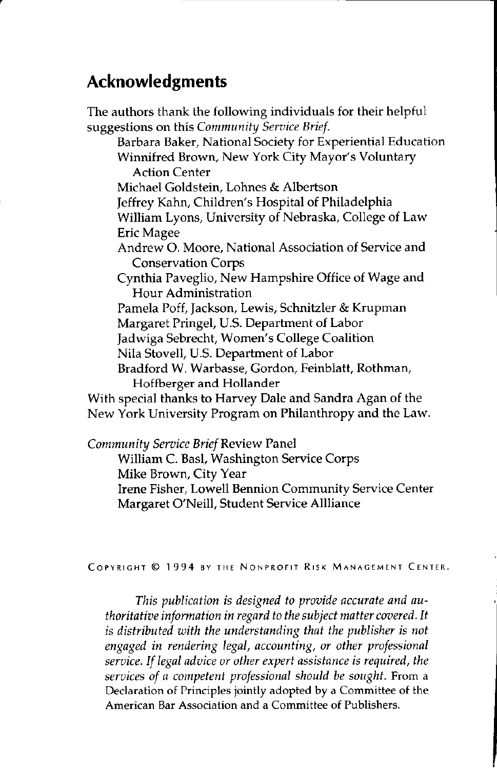## Acknowledgments

The authors thank the following individuals for their helpful suggestions on this *Community Service Brief*.

- Barbara Baker, National Society for Experiential Education
- Winnifred Brown, New York City Mayor's Voluntary Action Center
- Michael Goldstein, Lohnes & Albertson
- Jeffrey Kahn, Children's Hospital of Philadelphia
- William Lyons, University of Nebraska, College of Law
- Eric Magee
- Andrew O. Moore, National Association of Service and Conservation Corps
- Cynthia Paveglio, New Hampshire Office of Wage and Hour Administration
- Pamela Poff, Jackson, Lewis, Schnitzler & Krupman
- Margaret Pringel, U.S. Department of Labor
- Jadwiga Sebrecht, Women's College Coalition
- Nila Stovell, U.S. Department of Labor
- Bradford W. Warbasse, Gordon, Feinblatt, Rothman, Hoffberger and Hollander

With special thanks to Harvey Dale and Sandra Agan of the New York University Program on Philanthropy and the Law.

*Community Service Brief* Review Panel

- William C. Basl, Washington Service Corps
- Mike Brown, City Year
- Irene Fisher, Lowell Bennion Community Service Center
- Margaret O'Neill, Student Service Allliance

COPYRIGHT © 1994 BY THE NONPROFIT RISK MANAGEMENT CENTER.

*This publication is designed to provide accurate and authoritative information in regard to the subject matter covered. It is distributed with the understanding that the publisher is not engaged in rendering legal, accounting, or other professional service. If legal advice or other expert assistance is required, the services of a competent professional should be sought.* From a Declaration of Principles jointly adopted by a Committee of the American Bar Association and a Committee of Publishers.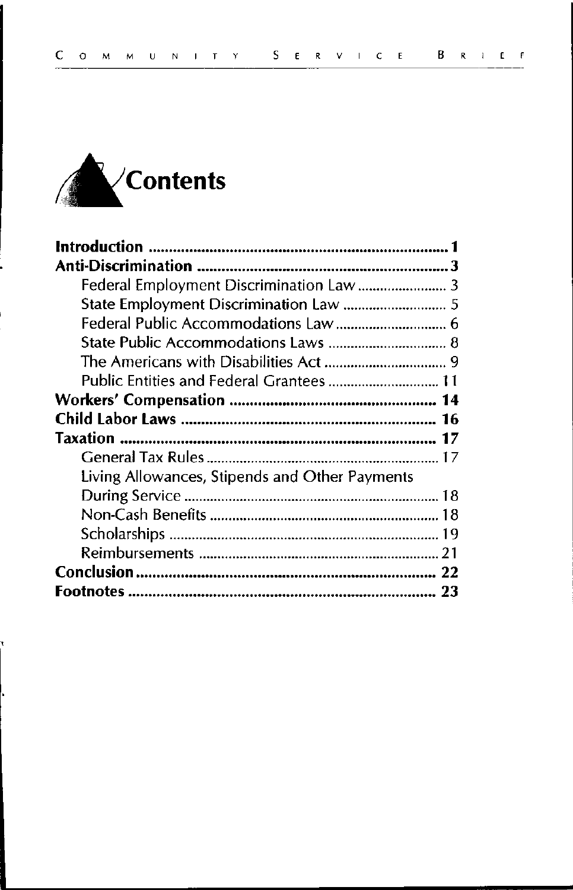# Contents

| | |
|---|---|
| **Introduction** | **1** |
| **Anti-Discrimination** | **3** |
| Federal Employment Discrimination Law | 3 |
| State Employment Discrimination Law | 5 |
| Federal Public Accommodations Law | 6 |
| State Public Accommodations Laws | 8 |
| The Americans with Disabilities Act | 9 |
| Public Entities and Federal Grantees | 11 |
| **Workers' Compensation** | **14** |
| **Child Labor Laws** | **16** |
| **Taxation** | **17** |
| General Tax Rules | 17 |
| Living Allowances, Stipends and Other Payments During Service | 18 |
| Non-Cash Benefits | 18 |
| Scholarships | 19 |
| Reimbursements | 21 |
| **Conclusion** | **22** |
| **Footnotes** | **23** |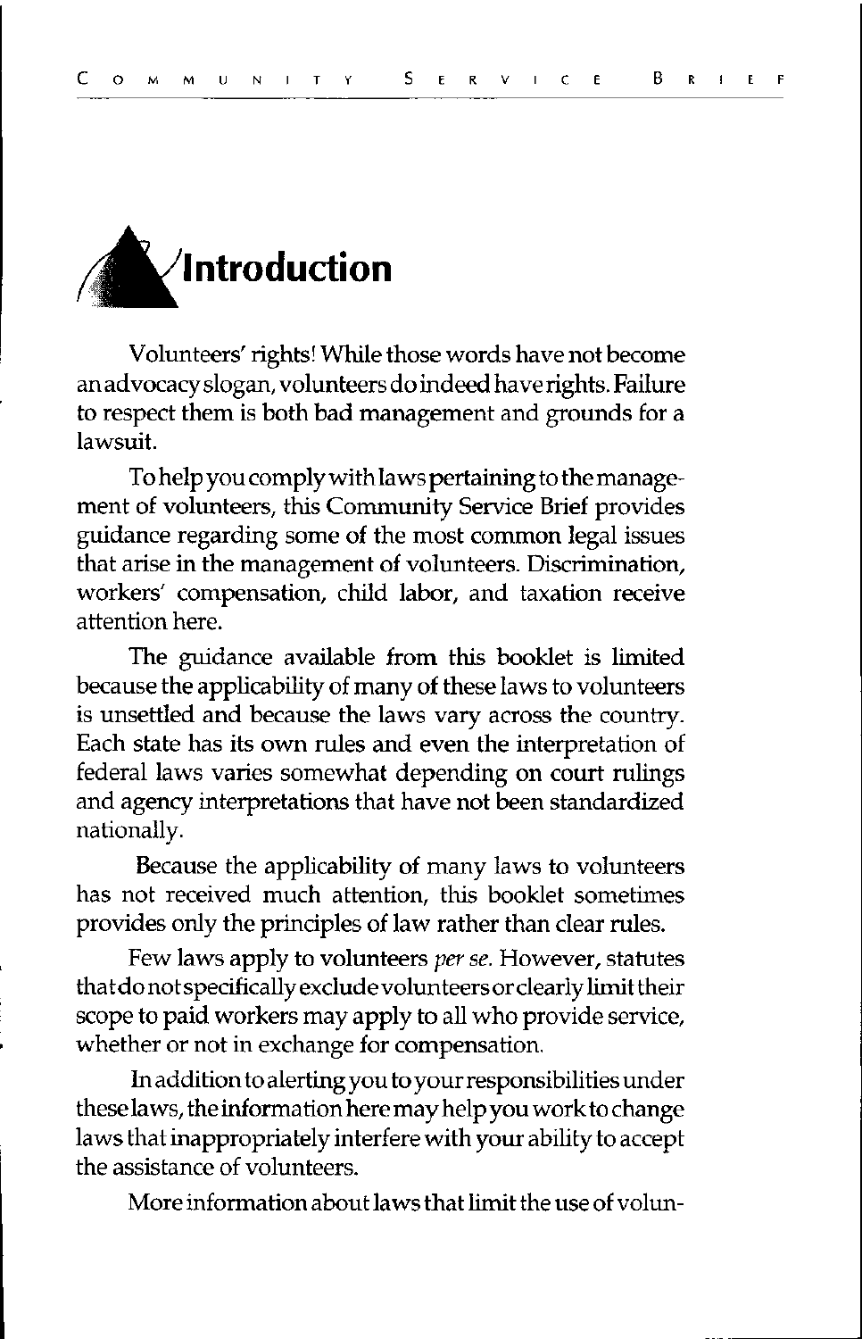# Introduction

Volunteers' rights! While those words have not become an advocacy slogan, volunteers do indeed have rights. Failure to respect them is both bad management and grounds for a lawsuit.

To help you comply with laws pertaining to the management of volunteers, this Community Service Brief provides guidance regarding some of the most common legal issues that arise in the management of volunteers. Discrimination, workers' compensation, child labor, and taxation receive attention here.

The guidance available from this booklet is limited because the applicability of many of these laws to volunteers is unsettled and because the laws vary across the country. Each state has its own rules and even the interpretation of federal laws varies somewhat depending on court rulings and agency interpretations that have not been standardized nationally.

Because the applicability of many laws to volunteers has not received much attention, this booklet sometimes provides only the principles of law rather than clear rules.

Few laws apply to volunteers *per se*. However, statutes that do not specifically exclude volunteers or clearly limit their scope to paid workers may apply to all who provide service, whether or not in exchange for compensation.

In addition to alerting you to your responsibilities under these laws, the information here may help you work to change laws that inappropriately interfere with your ability to accept the assistance of volunteers.

More information about laws that limit the use of volun-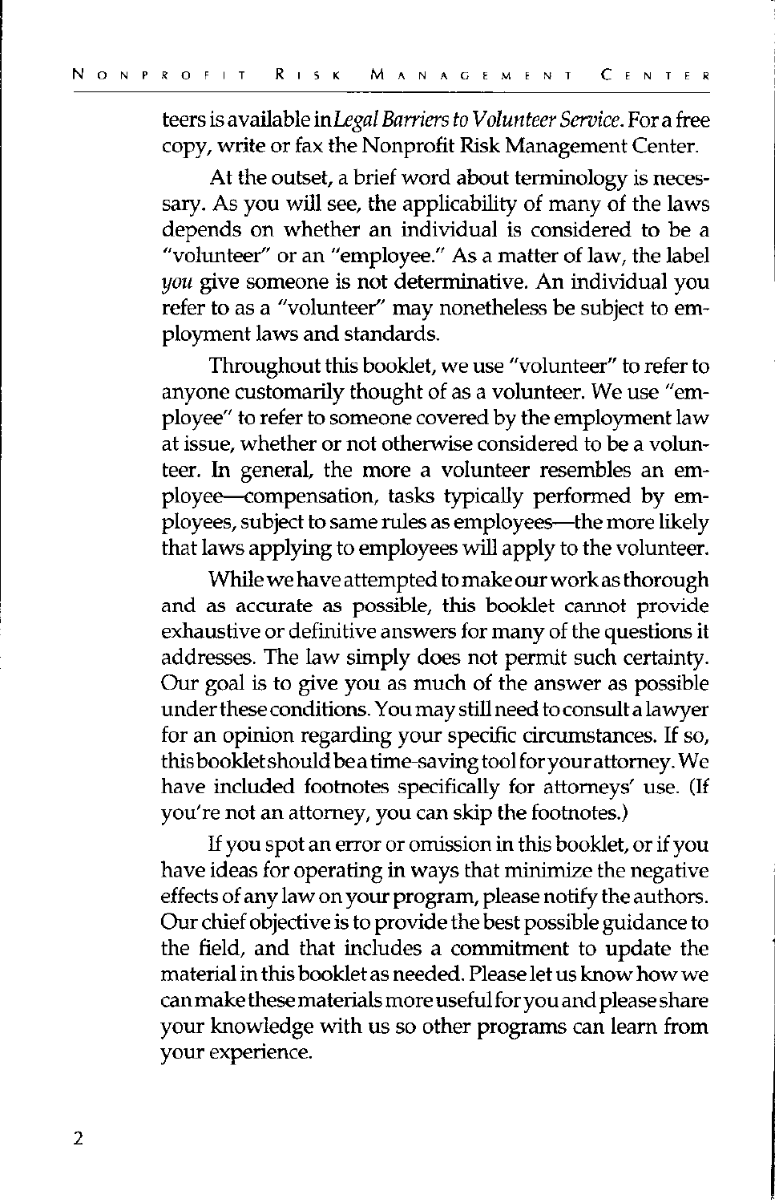teers is available in *Legal Barriers to Volunteer Service*. For a free copy, write or fax the Nonprofit Risk Management Center.

At the outset, a brief word about terminology is necessary. As you will see, the applicability of many of the laws depends on whether an individual is considered to be a "volunteer" or an "employee." As a matter of law, the label *you* give someone is not determinative. An individual you refer to as a "volunteer" may nonetheless be subject to employment laws and standards.

Throughout this booklet, we use "volunteer" to refer to anyone customarily thought of as a volunteer. We use "employee" to refer to someone covered by the employment law at issue, whether or not otherwise considered to be a volunteer. In general, the more a volunteer resembles an employee—compensation, tasks typically performed by employees, subject to same rules as employees—the more likely that laws applying to employees will apply to the volunteer.

While we have attempted to make our work as thorough and as accurate as possible, this booklet cannot provide exhaustive or definitive answers for many of the questions it addresses. The law simply does not permit such certainty. Our goal is to give you as much of the answer as possible under these conditions. You may still need to consult a lawyer for an opinion regarding your specific circumstances. If so, this booklet should be a time-saving tool for your attorney. We have included footnotes specifically for attorneys' use. (If you're not an attorney, you can skip the footnotes.)

If you spot an error or omission in this booklet, or if you have ideas for operating in ways that minimize the negative effects of any law on your program, please notify the authors. Our chief objective is to provide the best possible guidance to the field, and that includes a commitment to update the material in this booklet as needed. Please let us know how we can make these materials more useful for you and please share your knowledge with us so other programs can learn from your experience.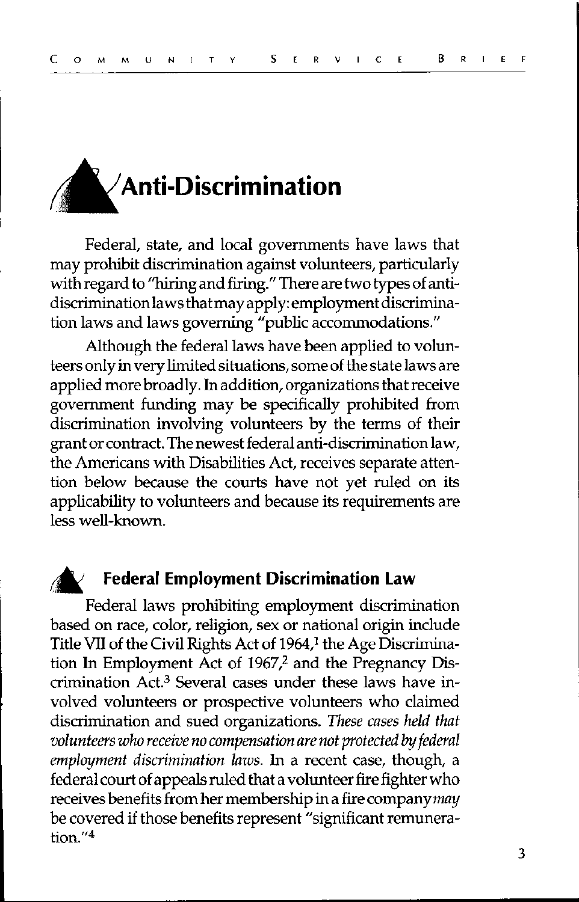# Anti-Discrimination

Federal, state, and local governments have laws that may prohibit discrimination against volunteers, particularly with regard to "hiring and firing." There are two types of anti-discrimination laws that may apply: employment discrimination laws and laws governing "public accommodations."

Although the federal laws have been applied to volunteers only in very limited situations, some of the state laws are applied more broadly. In addition, organizations that receive government funding may be specifically prohibited from discrimination involving volunteers by the terms of their grant or contract. The newest federal anti-discrimination law, the Americans with Disabilities Act, receives separate attention below because the courts have not yet ruled on its applicability to volunteers and because its requirements are less well-known.

## Federal Employment Discrimination Law

Federal laws prohibiting employment discrimination based on race, color, religion, sex or national origin include Title VII of the Civil Rights Act of 1964,[1] the Age Discrimination In Employment Act of 1967,[2] and the Pregnancy Discrimination Act.[3] Several cases under these laws have involved volunteers or prospective volunteers who claimed discrimination and sued organizations. *These cases held that volunteers who receive no compensation are not protected by federal employment discrimination laws.* In a recent case, though, a federal court of appeals ruled that a volunteer fire fighter who receives benefits from her membership in a fire company *may* be covered if those benefits represent "significant remuneration."[4]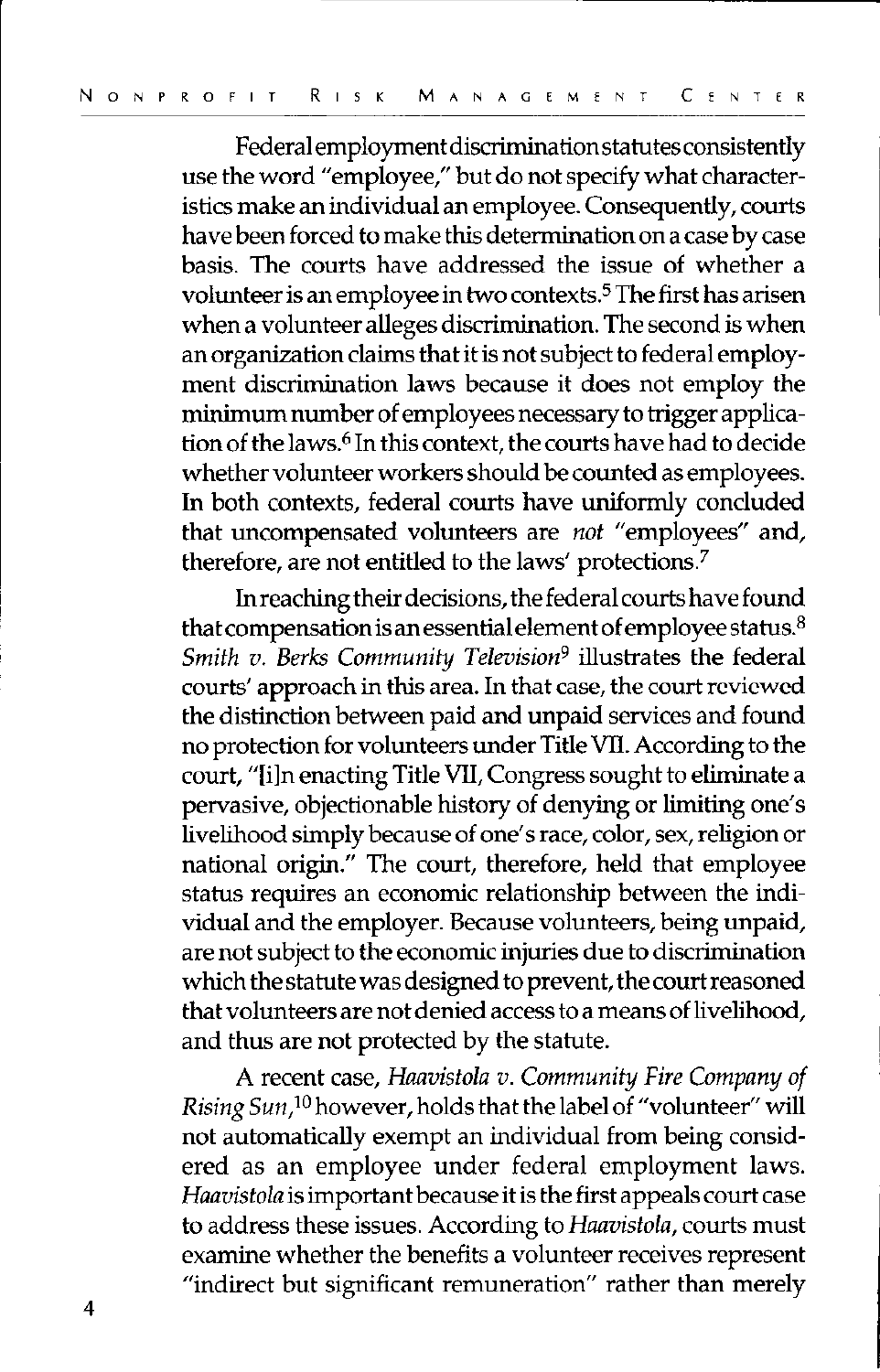Federal employment discrimination statutes consistently use the word "employee," but do not specify what characteristics make an individual an employee. Consequently, courts have been forced to make this determination on a case by case basis. The courts have addressed the issue of whether a volunteer is an employee in two contexts.[5] The first has arisen when a volunteer alleges discrimination. The second is when an organization claims that it is not subject to federal employment discrimination laws because it does not employ the minimum number of employees necessary to trigger application of the laws.[6] In this context, the courts have had to decide whether volunteer workers should be counted as employees. In both contexts, federal courts have uniformly concluded that uncompensated volunteers are *not* "employees" and, therefore, are not entitled to the laws' protections.[7]

In reaching their decisions, the federal courts have found that compensation is an essential element of employee status.[8] *Smith v. Berks Community Television*[9] illustrates the federal courts' approach in this area. In that case, the court reviewed the distinction between paid and unpaid services and found no protection for volunteers under Title VII. According to the court, "[i]n enacting Title VII, Congress sought to eliminate a pervasive, objectionable history of denying or limiting one's livelihood simply because of one's race, color, sex, religion or national origin." The court, therefore, held that employee status requires an economic relationship between the individual and the employer. Because volunteers, being unpaid, are not subject to the economic injuries due to discrimination which the statute was designed to prevent, the court reasoned that volunteers are not denied access to a means of livelihood, and thus are not protected by the statute.

A recent case, *Haavistola v. Community Fire Company of Rising Sun*,[10] however, holds that the label of "volunteer" will not automatically exempt an individual from being considered as an employee under federal employment laws. *Haavistola* is important because it is the first appeals court case to address these issues. According to *Haavistola*, courts must examine whether the benefits a volunteer receives represent "indirect but significant remuneration" rather than merely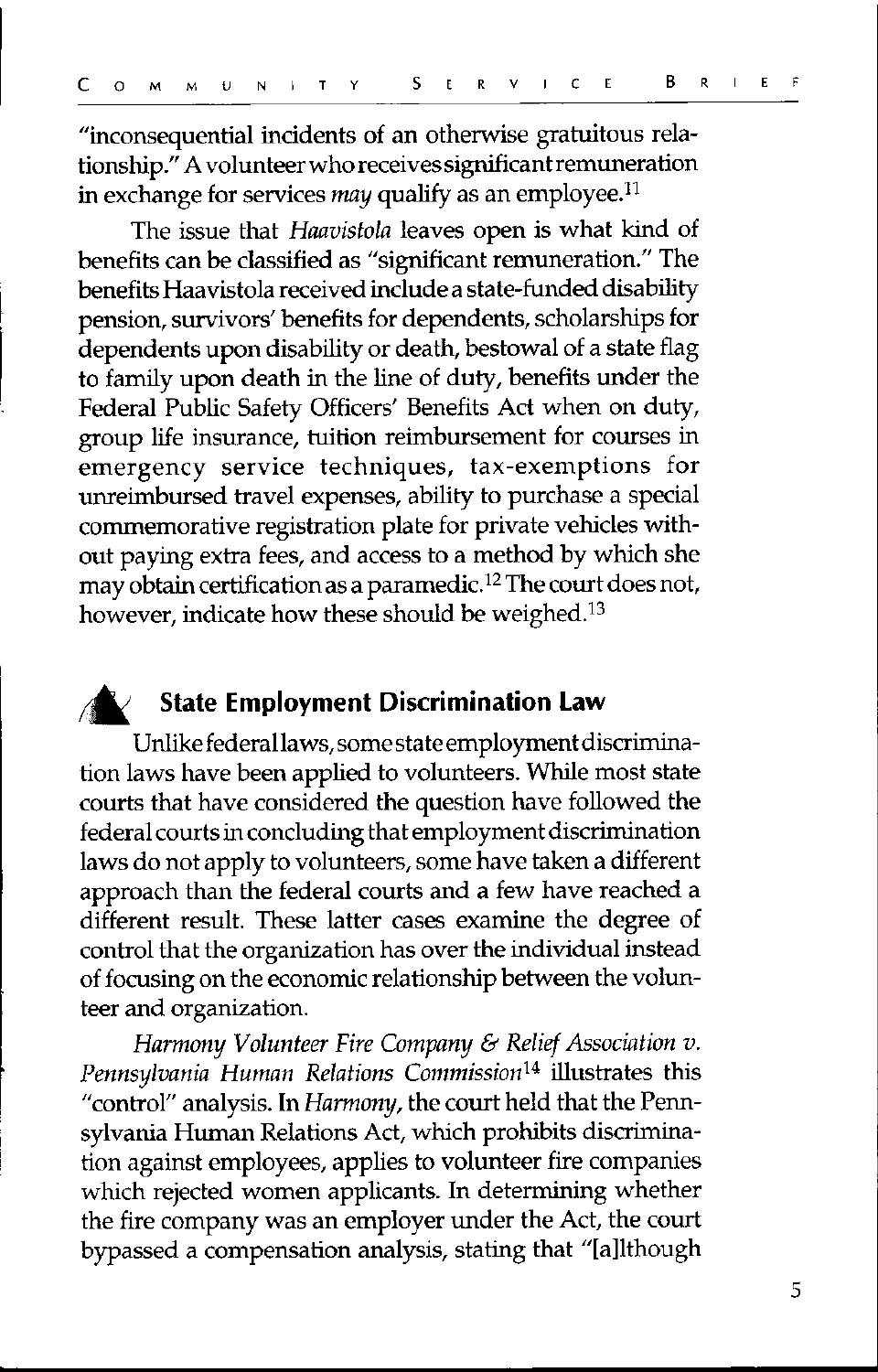"inconsequential incidents of an otherwise gratuitous relationship." A volunteer who receives significant remuneration in exchange for services *may* qualify as an employee.[11]

The issue that *Haavistola* leaves open is what kind of benefits can be classified as "significant remuneration." The benefits Haavistola received include a state-funded disability pension, survivors' benefits for dependents, scholarships for dependents upon disability or death, bestowal of a state flag to family upon death in the line of duty, benefits under the Federal Public Safety Officers' Benefits Act when on duty, group life insurance, tuition reimbursement for courses in emergency service techniques, tax-exemptions for unreimbursed travel expenses, ability to purchase a special commemorative registration plate for private vehicles without paying extra fees, and access to a method by which she may obtain certification as a paramedic.[12] The court does not, however, indicate how these should be weighed.[13]

## State Employment Discrimination Law

Unlike federal laws, some state employment discrimination laws have been applied to volunteers. While most state courts that have considered the question have followed the federal courts in concluding that employment discrimination laws do not apply to volunteers, some have taken a different approach than the federal courts and a few have reached a different result. These latter cases examine the degree of control that the organization has over the individual instead of focusing on the economic relationship between the volunteer and organization.

*Harmony Volunteer Fire Company & Relief Association v. Pennsylvania Human Relations Commission*[14] illustrates this "control" analysis. In *Harmony*, the court held that the Pennsylvania Human Relations Act, which prohibits discrimination against employees, applies to volunteer fire companies which rejected women applicants. In determining whether the fire company was an employer under the Act, the court bypassed a compensation analysis, stating that "[a]lthough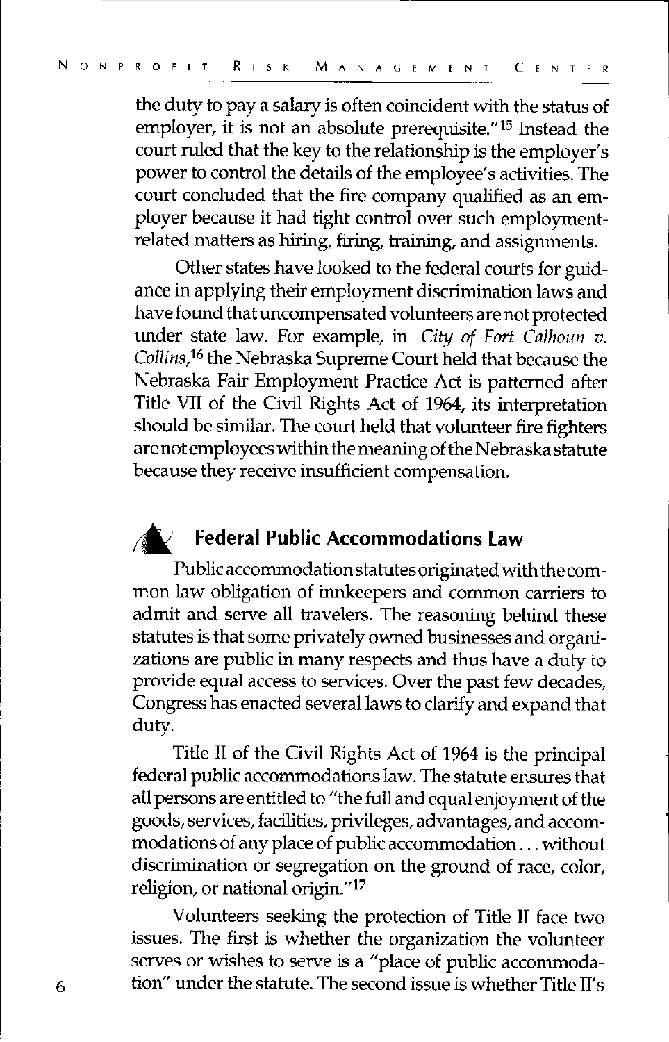the duty to pay a salary is often coincident with the status of employer, it is not an absolute prerequisite."[15] Instead the court ruled that the key to the relationship is the employer's power to control the details of the employee's activities. The court concluded that the fire company qualified as an employer because it had tight control over such employment-related matters as hiring, firing, training, and assignments.

Other states have looked to the federal courts for guidance in applying their employment discrimination laws and have found that uncompensated volunteers are not protected under state law. For example, in *City of Fort Calhoun v. Collins*,[16] the Nebraska Supreme Court held that because the Nebraska Fair Employment Practice Act is patterned after Title VII of the Civil Rights Act of 1964, its interpretation should be similar. The court held that volunteer fire fighters are not employees within the meaning of the Nebraska statute because they receive insufficient compensation.

## Federal Public Accommodations Law

Public accommodation statutes originated with the common law obligation of innkeepers and common carriers to admit and serve all travelers. The reasoning behind these statutes is that some privately owned businesses and organizations are public in many respects and thus have a duty to provide equal access to services. Over the past few decades, Congress has enacted several laws to clarify and expand that duty.

Title II of the Civil Rights Act of 1964 is the principal federal public accommodations law. The statute ensures that all persons are entitled to "the full and equal enjoyment of the goods, services, facilities, privileges, advantages, and accommodations of any place of public accommodation . . . without discrimination or segregation on the ground of race, color, religion, or national origin."[17]

Volunteers seeking the protection of Title II face two issues. The first is whether the organization the volunteer serves or wishes to serve is a "place of public accommodation" under the statute. The second issue is whether Title II's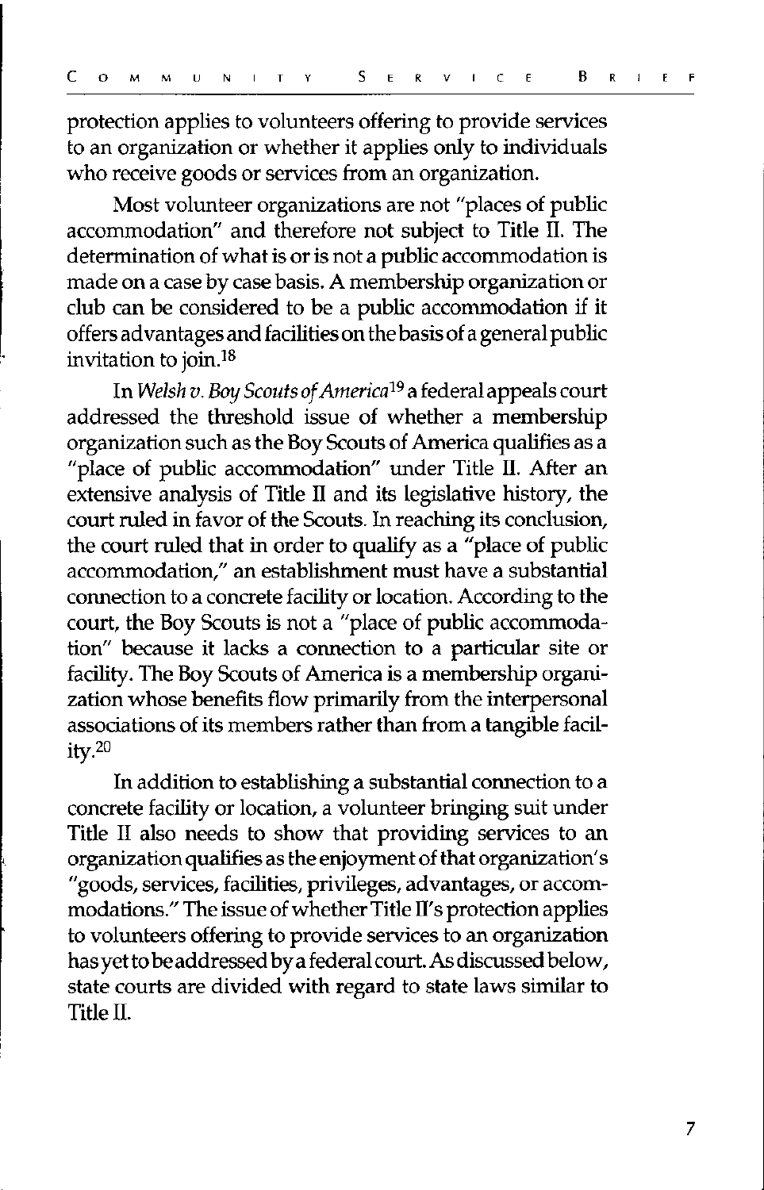protection applies to volunteers offering to provide services to an organization or whether it applies only to individuals who receive goods or services from an organization.

Most volunteer organizations are not "places of public accommodation" and therefore not subject to Title II. The determination of what is or is not a public accommodation is made on a case by case basis. A membership organization or club can be considered to be a public accommodation if it offers advantages and facilities on the basis of a general public invitation to join.[18]

In *Welsh v. Boy Scouts of America*[19] a federal appeals court addressed the threshold issue of whether a membership organization such as the Boy Scouts of America qualifies as a "place of public accommodation" under Title II. After an extensive analysis of Title II and its legislative history, the court ruled in favor of the Scouts. In reaching its conclusion, the court ruled that in order to qualify as a "place of public accommodation," an establishment must have a substantial connection to a concrete facility or location. According to the court, the Boy Scouts is not a "place of public accommodation" because it lacks a connection to a particular site or facility. The Boy Scouts of America is a membership organization whose benefits flow primarily from the interpersonal associations of its members rather than from a tangible facility.[20]

In addition to establishing a substantial connection to a concrete facility or location, a volunteer bringing suit under Title II also needs to show that providing services to an organization qualifies as the enjoyment of that organization's "goods, services, facilities, privileges, advantages, or accommodations." The issue of whether Title II's protection applies to volunteers offering to provide services to an organization has yet to be addressed by a federal court. As discussed below, state courts are divided with regard to state laws similar to Title II.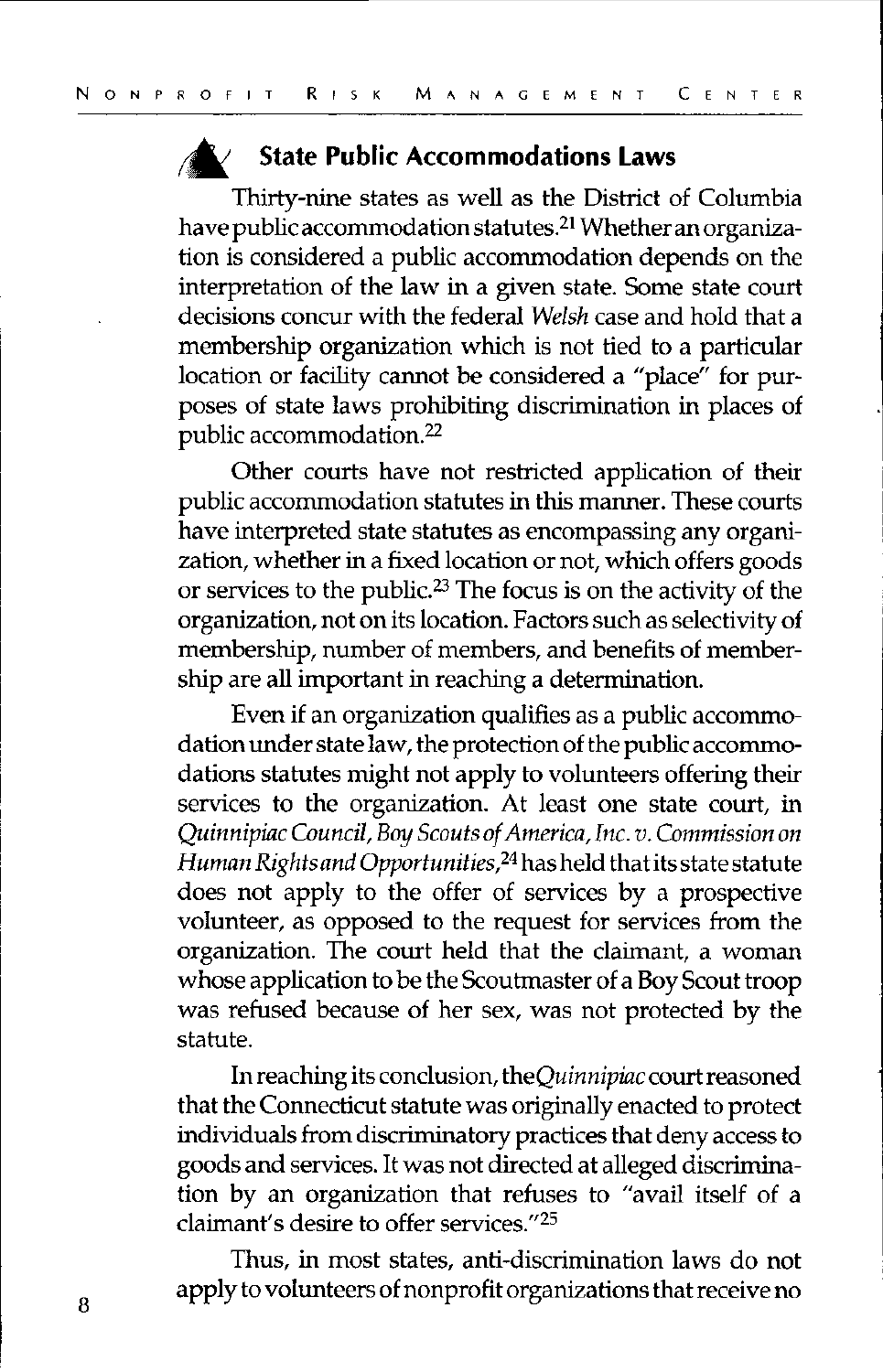## State Public Accommodations Laws

Thirty-nine states as well as the District of Columbia have public accommodation statutes.[21] Whether an organization is considered a public accommodation depends on the interpretation of the law in a given state. Some state court decisions concur with the federal *Welsh* case and hold that a membership organization which is not tied to a particular location or facility cannot be considered a "place" for purposes of state laws prohibiting discrimination in places of public accommodation.[22]

Other courts have not restricted application of their public accommodation statutes in this manner. These courts have interpreted state statutes as encompassing any organization, whether in a fixed location or not, which offers goods or services to the public.[23] The focus is on the activity of the organization, not on its location. Factors such as selectivity of membership, number of members, and benefits of membership are all important in reaching a determination.

Even if an organization qualifies as a public accommodation under state law, the protection of the public accommodations statutes might not apply to volunteers offering their services to the organization. At least one state court, in *Quinnipiac Council, Boy Scouts of America, Inc. v. Commission on Human Rights and Opportunities*,[24] has held that its state statute does not apply to the offer of services by a prospective volunteer, as opposed to the request for services from the organization. The court held that the claimant, a woman whose application to be the Scoutmaster of a Boy Scout troop was refused because of her sex, was not protected by the statute.

In reaching its conclusion, the *Quinnipiac* court reasoned that the Connecticut statute was originally enacted to protect individuals from discriminatory practices that deny access to goods and services. It was not directed at alleged discrimination by an organization that refuses to "avail itself of a claimant's desire to offer services."[25]

Thus, in most states, anti-discrimination laws do not apply to volunteers of nonprofit organizations that receive no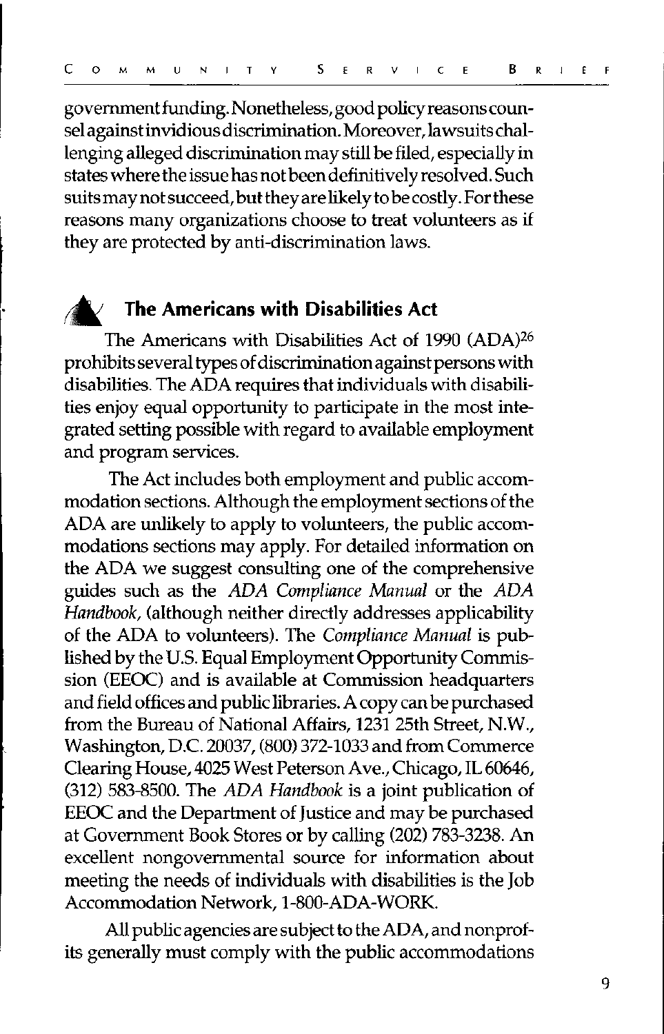government funding. Nonetheless, good policy reasons counsel against invidious discrimination. Moreover, lawsuits challenging alleged discrimination may still be filed, especially in states where the issue has not been definitively resolved. Such suits may not succeed, but they are likely to be costly. For these reasons many organizations choose to treat volunteers as if they are protected by anti-discrimination laws.

## The Americans with Disabilities Act

The Americans with Disabilities Act of 1990 (ADA)[26] prohibits several types of discrimination against persons with disabilities. The ADA requires that individuals with disabilities enjoy equal opportunity to participate in the most integrated setting possible with regard to available employment and program services.

The Act includes both employment and public accommodation sections. Although the employment sections of the ADA are unlikely to apply to volunteers, the public accommodations sections may apply. For detailed information on the ADA we suggest consulting one of the comprehensive guides such as the *ADA Compliance Manual* or the *ADA Handbook*, (although neither directly addresses applicability of the ADA to volunteers). The *Compliance Manual* is published by the U.S. Equal Employment Opportunity Commission (EEOC) and is available at Commission headquarters and field offices and public libraries. A copy can be purchased from the Bureau of National Affairs, 1231 25th Street, N.W., Washington, D.C. 20037, (800) 372-1033 and from Commerce Clearing House, 4025 West Peterson Ave., Chicago, IL 60646, (312) 583-8500. The *ADA Handbook* is a joint publication of EEOC and the Department of Justice and may be purchased at Government Book Stores or by calling (202) 783-3238. An excellent nongovernmental source for information about meeting the needs of individuals with disabilities is the Job Accommodation Network, 1-800-ADA-WORK.

All public agencies are subject to the ADA, and nonprofits generally must comply with the public accommodations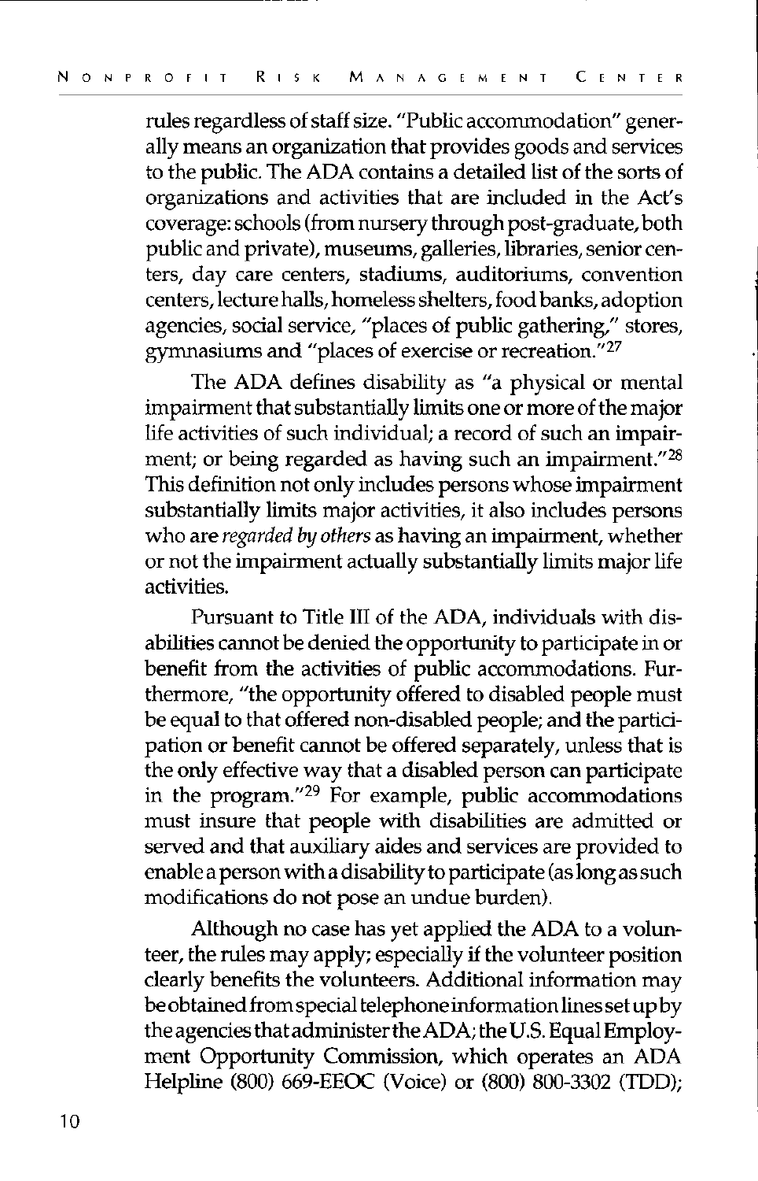rules regardless of staff size. "Public accommodation" generally means an organization that provides goods and services to the public. The ADA contains a detailed list of the sorts of organizations and activities that are included in the Act's coverage: schools (from nursery through post-graduate, both public and private), museums, galleries, libraries, senior centers, day care centers, stadiums, auditoriums, convention centers, lecture halls, homeless shelters, food banks, adoption agencies, social service, "places of public gathering," stores, gymnasiums and "places of exercise or recreation."[27]

The ADA defines disability as "a physical or mental impairment that substantially limits one or more of the major life activities of such individual; a record of such an impairment; or being regarded as having such an impairment."[28] This definition not only includes persons whose impairment substantially limits major activities, it also includes persons who are *regarded by others* as having an impairment, whether or not the impairment actually substantially limits major life activities.

Pursuant to Title III of the ADA, individuals with disabilities cannot be denied the opportunity to participate in or benefit from the activities of public accommodations. Furthermore, "the opportunity offered to disabled people must be equal to that offered non-disabled people; and the participation or benefit cannot be offered separately, unless that is the only effective way that a disabled person can participate in the program."[29] For example, public accommodations must insure that people with disabilities are admitted or served and that auxiliary aides and services are provided to enable a person with a disability to participate (as long as such modifications do not pose an undue burden).

Although no case has yet applied the ADA to a volunteer, the rules may apply; especially if the volunteer position clearly benefits the volunteers. Additional information may be obtained from special telephone information lines set up by the agencies that administer the ADA; the U.S. Equal Employment Opportunity Commission, which operates an ADA Helpline (800) 669-EEOC (Voice) or (800) 800-3302 (TDD);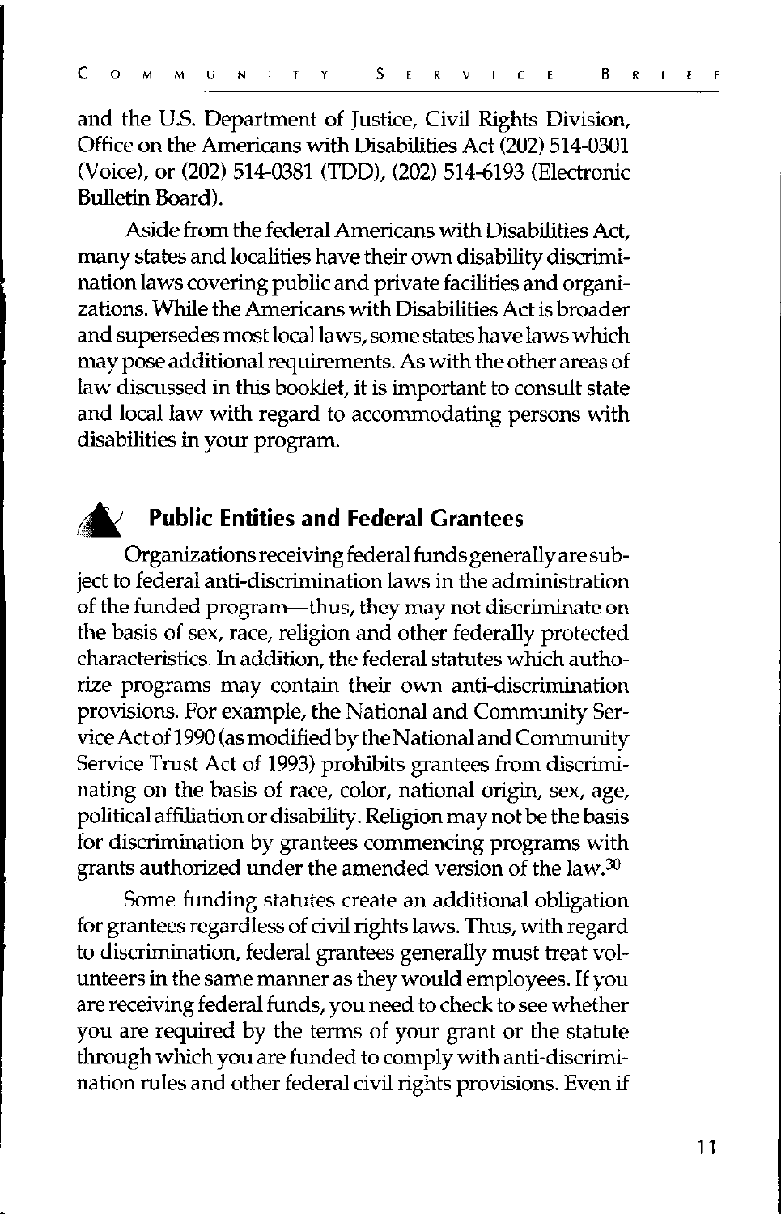and the U.S. Department of Justice, Civil Rights Division, Office on the Americans with Disabilities Act (202) 514-0301 (Voice), or (202) 514-0381 (TDD), (202) 514-6193 (Electronic Bulletin Board).

Aside from the federal Americans with Disabilities Act, many states and localities have their own disability discrimination laws covering public and private facilities and organizations. While the Americans with Disabilities Act is broader and supersedes most local laws, some states have laws which may pose additional requirements. As with the other areas of law discussed in this booklet, it is important to consult state and local law with regard to accommodating persons with disabilities in your program.

## Public Entities and Federal Grantees

Organizations receiving federal funds generally are subject to federal anti-discrimination laws in the administration of the funded program—thus, they may not discriminate on the basis of sex, race, religion and other federally protected characteristics. In addition, the federal statutes which authorize programs may contain their own anti-discrimination provisions. For example, the National and Community Service Act of 1990 (as modified by the National and Community Service Trust Act of 1993) prohibits grantees from discriminating on the basis of race, color, national origin, sex, age, political affiliation or disability. Religion may not be the basis for discrimination by grantees commencing programs with grants authorized under the amended version of the law.[30]

Some funding statutes create an additional obligation for grantees regardless of civil rights laws. Thus, with regard to discrimination, federal grantees generally must treat volunteers in the same manner as they would employees. If you are receiving federal funds, you need to check to see whether you are required by the terms of your grant or the statute through which you are funded to comply with anti-discrimination rules and other federal civil rights provisions. Even if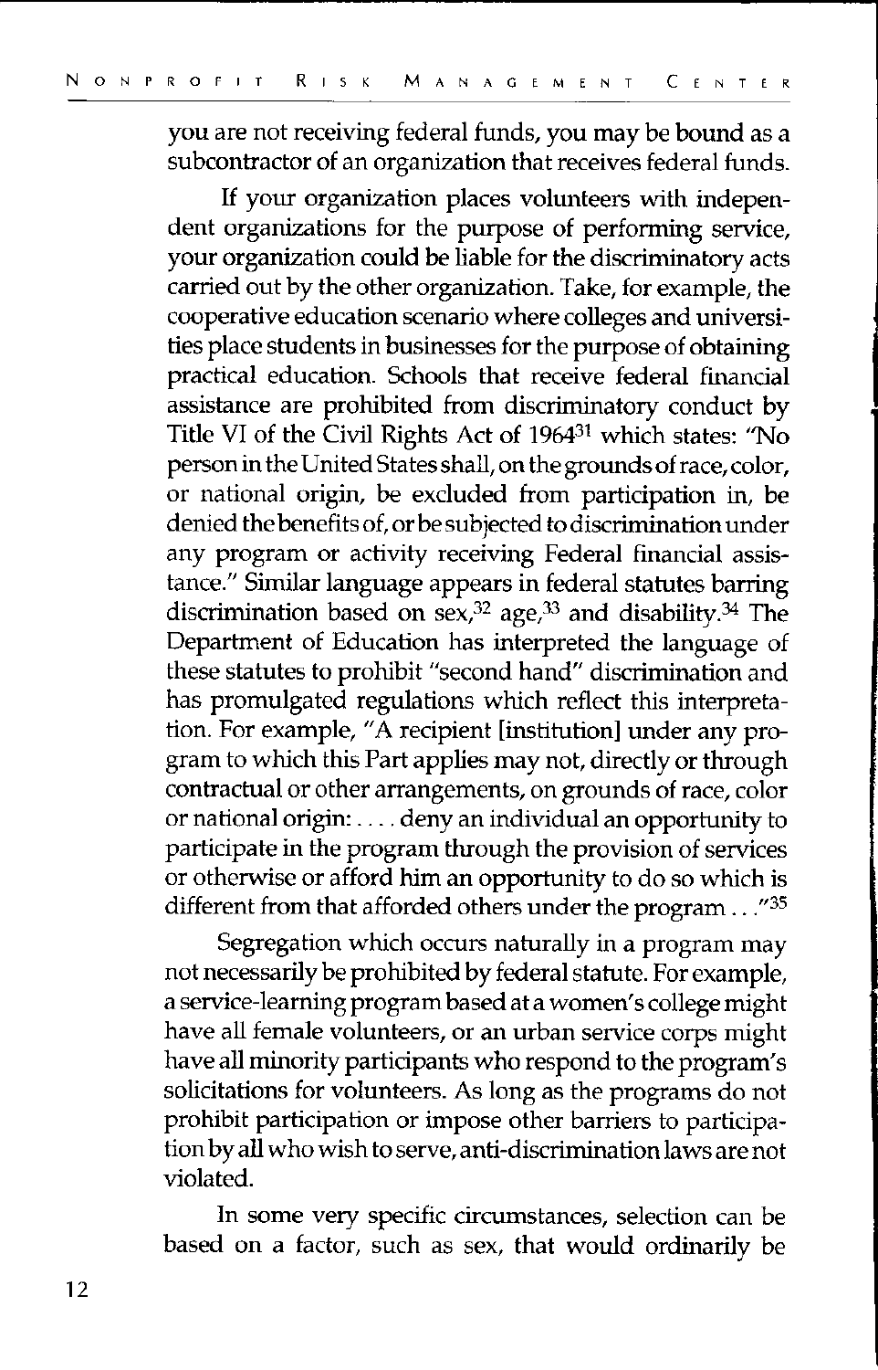you are not receiving federal funds, you may be bound as a subcontractor of an organization that receives federal funds.

If your organization places volunteers with independent organizations for the purpose of performing service, your organization could be liable for the discriminatory acts carried out by the other organization. Take, for example, the cooperative education scenario where colleges and universities place students in businesses for the purpose of obtaining practical education. Schools that receive federal financial assistance are prohibited from discriminatory conduct by Title VI of the Civil Rights Act of 1964[31] which states: "No person in the United States shall, on the grounds of race, color, or national origin, be excluded from participation in, be denied the benefits of, or be subjected to discrimination under any program or activity receiving Federal financial assistance." Similar language appears in federal statutes barring discrimination based on sex,[32] age,[33] and disability.[34] The Department of Education has interpreted the language of these statutes to prohibit "second hand" discrimination and has promulgated regulations which reflect this interpretation. For example, "A recipient [institution] under any program to which this Part applies may not, directly or through contractual or other arrangements, on grounds of race, color or national origin: .... deny an individual an opportunity to participate in the program through the provision of services or otherwise or afford him an opportunity to do so which is different from that afforded others under the program . . ."[35]

Segregation which occurs naturally in a program may not necessarily be prohibited by federal statute. For example, a service-learning program based at a women's college might have all female volunteers, or an urban service corps might have all minority participants who respond to the program's solicitations for volunteers. As long as the programs do not prohibit participation or impose other barriers to participation by all who wish to serve, anti-discrimination laws are not violated.

In some very specific circumstances, selection can be based on a factor, such as sex, that would ordinarily be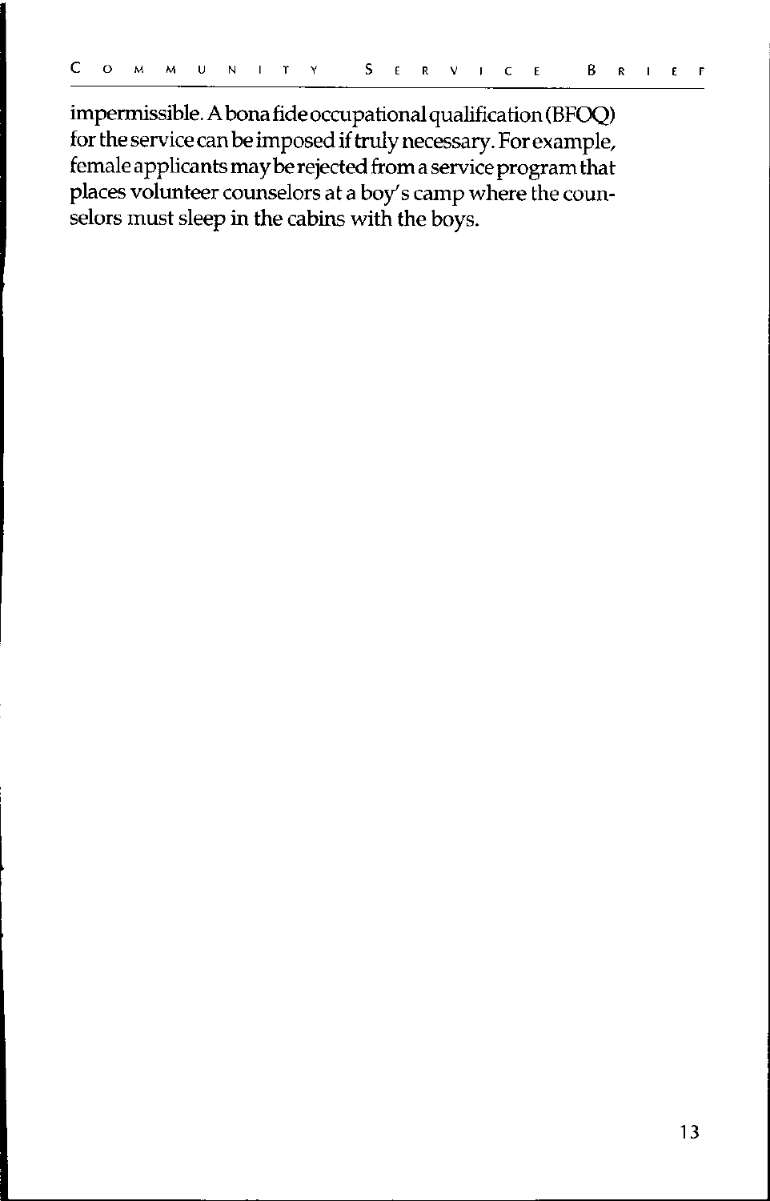impermissible. A bona fide occupational qualification (BFOQ) for the service can be imposed if truly necessary. For example, female applicants may be rejected from a service program that places volunteer counselors at a boy's camp where the counselors must sleep in the cabins with the boys.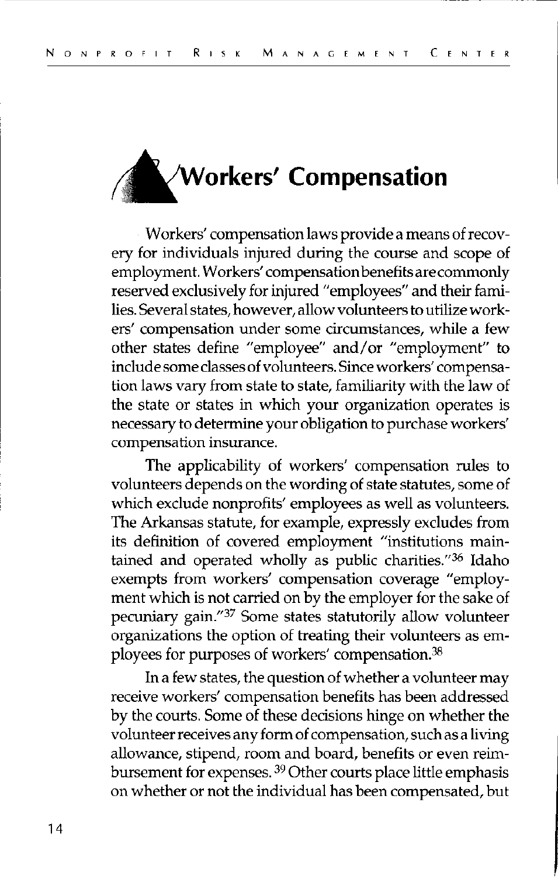## Workers' Compensation

Workers' compensation laws provide a means of recovery for individuals injured during the course and scope of employment. Workers' compensation benefits are commonly reserved exclusively for injured "employees" and their families. Several states, however, allow volunteers to utilize workers' compensation under some circumstances, while a few other states define "employee" and/or "employment" to include some classes of volunteers. Since workers' compensation laws vary from state to state, familiarity with the law of the state or states in which your organization operates is necessary to determine your obligation to purchase workers' compensation insurance.

The applicability of workers' compensation rules to volunteers depends on the wording of state statutes, some of which exclude nonprofits' employees as well as volunteers. The Arkansas statute, for example, expressly excludes from its definition of covered employment "institutions maintained and operated wholly as public charities."[36] Idaho exempts from workers' compensation coverage "employment which is not carried on by the employer for the sake of pecuniary gain."[37] Some states statutorily allow volunteer organizations the option of treating their volunteers as employees for purposes of workers' compensation.[38]

In a few states, the question of whether a volunteer may receive workers' compensation benefits has been addressed by the courts. Some of these decisions hinge on whether the volunteer receives any form of compensation, such as a living allowance, stipend, room and board, benefits or even reimbursement for expenses. [39] Other courts place little emphasis on whether or not the individual has been compensated, but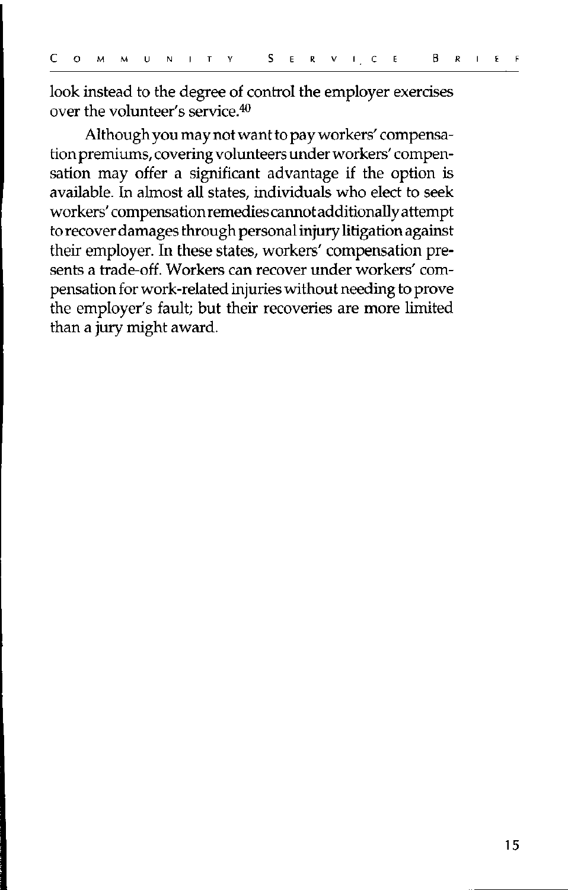look instead to the degree of control the employer exercises over the volunteer's service.[40]

Although you may not want to pay workers' compensation premiums, covering volunteers under workers' compensation may offer a significant advantage if the option is available. In almost all states, individuals who elect to seek workers' compensation remedies cannot additionally attempt to recover damages through personal injury litigation against their employer. In these states, workers' compensation presents a trade-off. Workers can recover under workers' compensation for work-related injuries without needing to prove the employer's fault; but their recoveries are more limited than a jury might award.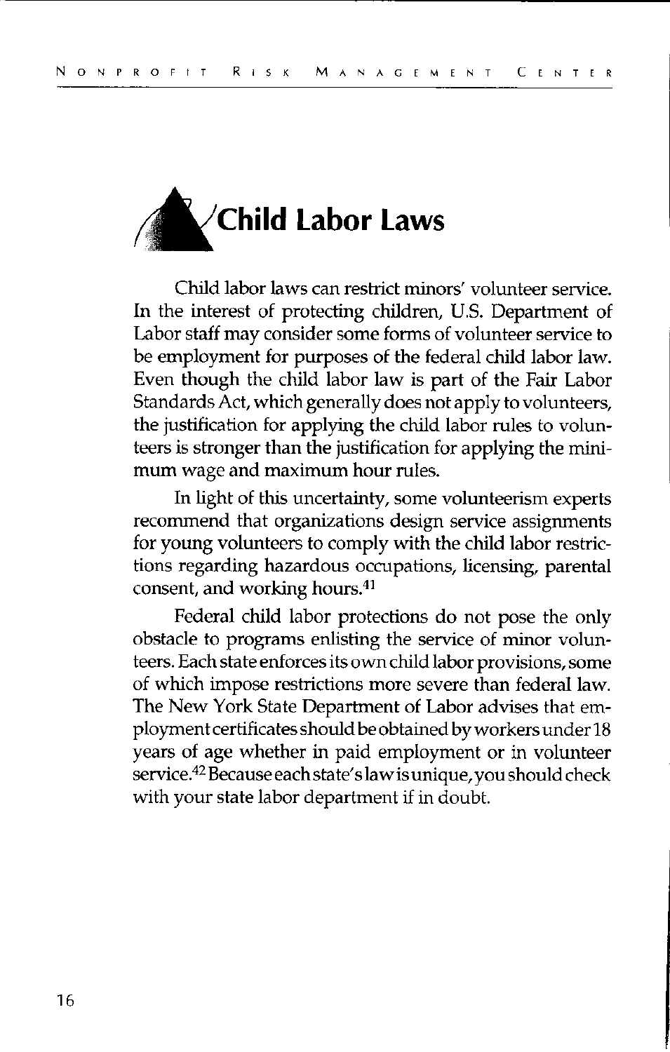# Child Labor Laws

Child labor laws can restrict minors' volunteer service. In the interest of protecting children, U.S. Department of Labor staff may consider some forms of volunteer service to be employment for purposes of the federal child labor law. Even though the child labor law is part of the Fair Labor Standards Act, which generally does not apply to volunteers, the justification for applying the child labor rules to volunteers is stronger than the justification for applying the minimum wage and maximum hour rules.

In light of this uncertainty, some volunteerism experts recommend that organizations design service assignments for young volunteers to comply with the child labor restrictions regarding hazardous occupations, licensing, parental consent, and working hours.[41]

Federal child labor protections do not pose the only obstacle to programs enlisting the service of minor volunteers. Each state enforces its own child labor provisions, some of which impose restrictions more severe than federal law. The New York State Department of Labor advises that employment certificates should be obtained by workers under 18 years of age whether in paid employment or in volunteer service.[42] Because each state's law is unique, you should check with your state labor department if in doubt.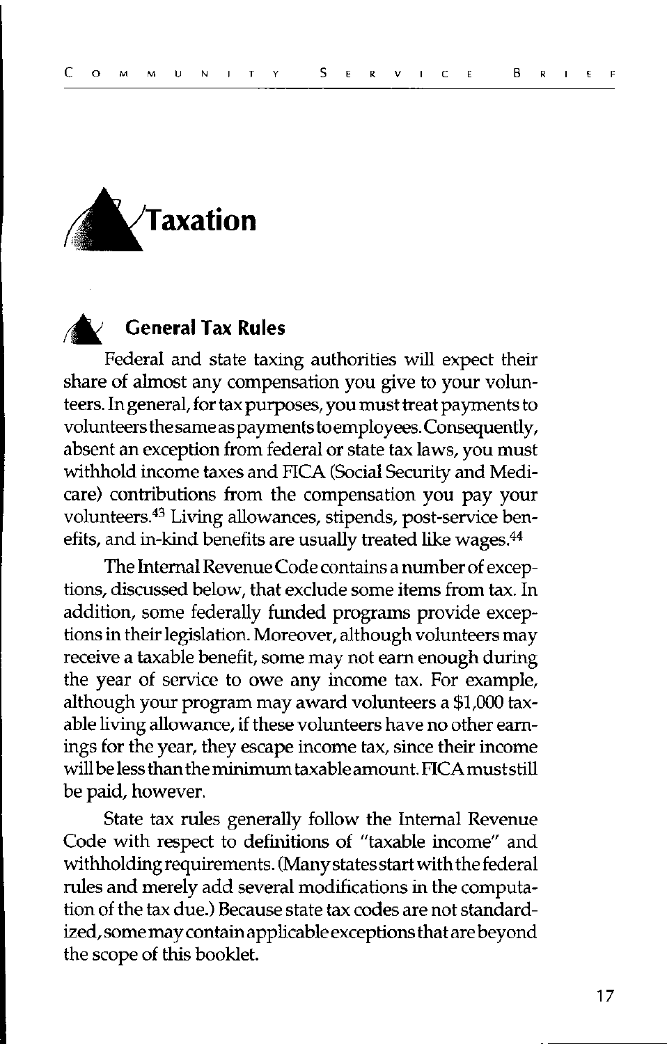# Taxation

## General Tax Rules

Federal and state taxing authorities will expect their share of almost any compensation you give to your volunteers. In general, for tax purposes, you must treat payments to volunteers the same as payments to employees. Consequently, absent an exception from federal or state tax laws, you must withhold income taxes and FICA (Social Security and Medicare) contributions from the compensation you pay your volunteers.[43] Living allowances, stipends, post-service benefits, and in-kind benefits are usually treated like wages.[44]

The Internal Revenue Code contains a number of exceptions, discussed below, that exclude some items from tax. In addition, some federally funded programs provide exceptions in their legislation. Moreover, although volunteers may receive a taxable benefit, some may not earn enough during the year of service to owe any income tax. For example, although your program may award volunteers a $1,000 taxable living allowance, if these volunteers have no other earnings for the year, they escape income tax, since their income will be less than the minimum taxable amount. FICA must still be paid, however.

State tax rules generally follow the Internal Revenue Code with respect to definitions of "taxable income" and withholding requirements. (Many states start with the federal rules and merely add several modifications in the computation of the tax due.) Because state tax codes are not standardized, some may contain applicable exceptions that are beyond the scope of this booklet.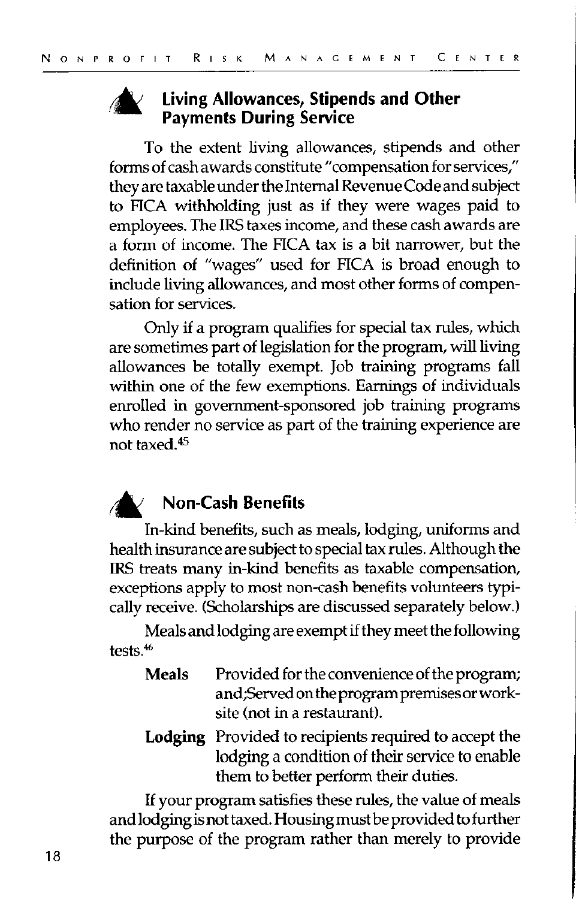## Living Allowances, Stipends and Other Payments During Service

To the extent living allowances, stipends and other forms of cash awards constitute "compensation for services," they are taxable under the Internal Revenue Code and subject to FICA withholding just as if they were wages paid to employees. The IRS taxes income, and these cash awards are a form of income. The FICA tax is a bit narrower, but the definition of "wages" used for FICA is broad enough to include living allowances, and most other forms of compensation for services.

Only if a program qualifies for special tax rules, which are sometimes part of legislation for the program, will living allowances be totally exempt. Job training programs fall within one of the few exemptions. Earnings of individuals enrolled in government-sponsored job training programs who render no service as part of the training experience are not taxed.[45]

## Non-Cash Benefits

In-kind benefits, such as meals, lodging, uniforms and health insurance are subject to special tax rules. Although the IRS treats many in-kind benefits as taxable compensation, exceptions apply to most non-cash benefits volunteers typically receive. (Scholarships are discussed separately below.)

Meals and lodging are exempt if they meet the following tests.[46]

**Meals** Provided for the convenience of the program; and;Served on the program premises or worksite (not in a restaurant).

**Lodging** Provided to recipients required to accept the lodging a condition of their service to enable them to better perform their duties.

If your program satisfies these rules, the value of meals and lodging is not taxed. Housing must be provided to further the purpose of the program rather than merely to provide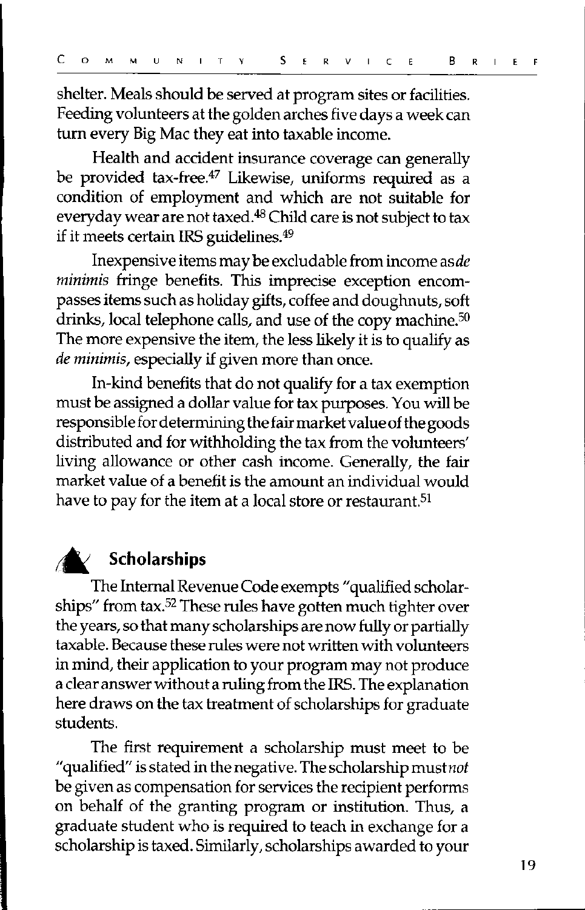shelter. Meals should be served at program sites or facilities. Feeding volunteers at the golden arches five days a week can turn every Big Mac they eat into taxable income.

Health and accident insurance coverage can generally be provided tax-free.[47] Likewise, uniforms required as a condition of employment and which are not suitable for everyday wear are not taxed.[48] Child care is not subject to tax if it meets certain IRS guidelines.[49]

Inexpensive items may be excludable from income as *de minimis* fringe benefits. This imprecise exception encompasses items such as holiday gifts, coffee and doughnuts, soft drinks, local telephone calls, and use of the copy machine.[50] The more expensive the item, the less likely it is to qualify as *de minimis*, especially if given more than once.

In-kind benefits that do not qualify for a tax exemption must be assigned a dollar value for tax purposes. You will be responsible for determining the fair market value of the goods distributed and for withholding the tax from the volunteers' living allowance or other cash income. Generally, the fair market value of a benefit is the amount an individual would have to pay for the item at a local store or restaurant.[51]

## Scholarships

The Internal Revenue Code exempts "qualified scholarships" from tax.[52] These rules have gotten much tighter over the years, so that many scholarships are now fully or partially taxable. Because these rules were not written with volunteers in mind, their application to your program may not produce a clear answer without a ruling from the IRS. The explanation here draws on the tax treatment of scholarships for graduate students.

The first requirement a scholarship must meet to be "qualified" is stated in the negative. The scholarship must *not* be given as compensation for services the recipient performs on behalf of the granting program or institution. Thus, a graduate student who is required to teach in exchange for a scholarship is taxed. Similarly, scholarships awarded to your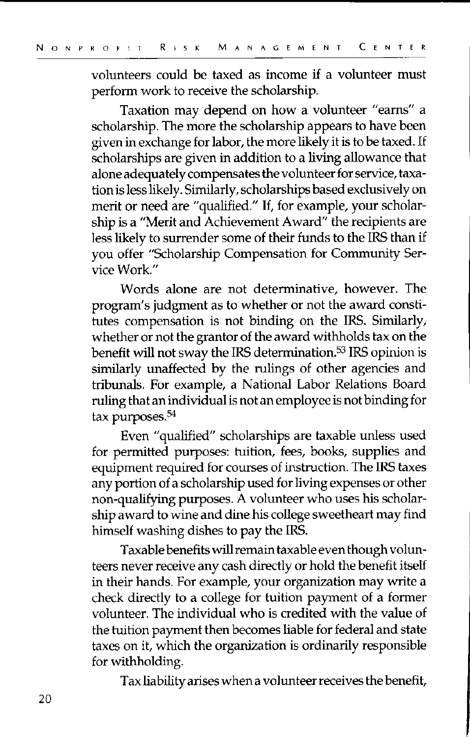volunteers could be taxed as income if a volunteer must perform work to receive the scholarship.

Taxation may depend on how a volunteer "earns" a scholarship. The more the scholarship appears to have been given in exchange for labor, the more likely it is to be taxed. If scholarships are given in addition to a living allowance that alone adequately compensates the volunteer for service, taxation is less likely. Similarly, scholarships based exclusively on merit or need are "qualified." If, for example, your scholarship is a "Merit and Achievement Award" the recipients are less likely to surrender some of their funds to the IRS than if you offer "Scholarship Compensation for Community Service Work."

Words alone are not determinative, however. The program's judgment as to whether or not the award constitutes compensation is not binding on the IRS. Similarly, whether or not the grantor of the award withholds tax on the benefit will not sway the IRS determination.[53] IRS opinion is similarly unaffected by the rulings of other agencies and tribunals. For example, a National Labor Relations Board ruling that an individual is not an employee is not binding for tax purposes.[54]

Even "qualified" scholarships are taxable unless used for permitted purposes: tuition, fees, books, supplies and equipment required for courses of instruction. The IRS taxes any portion of a scholarship used for living expenses or other non-qualifying purposes. A volunteer who uses his scholarship award to wine and dine his college sweetheart may find himself washing dishes to pay the IRS.

Taxable benefits will remain taxable even though volunteers never receive any cash directly or hold the benefit itself in their hands. For example, your organization may write a check directly to a college for tuition payment of a former volunteer. The individual who is credited with the value of the tuition payment then becomes liable for federal and state taxes on it, which the organization is ordinarily responsible for withholding.

Tax liability arises when a volunteer receives the benefit,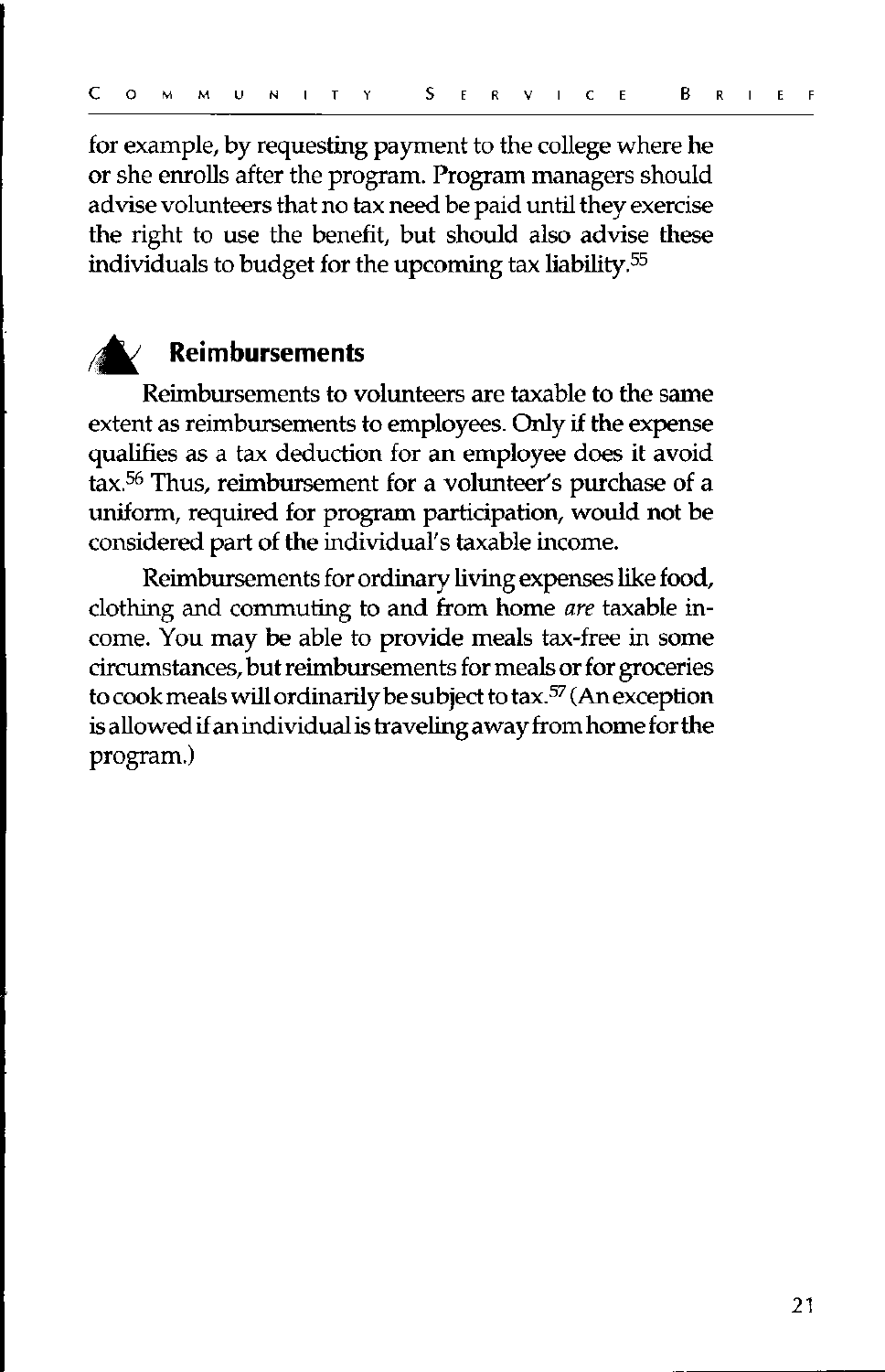for example, by requesting payment to the college where he or she enrolls after the program. Program managers should advise volunteers that no tax need be paid until they exercise the right to use the benefit, but should also advise these individuals to budget for the upcoming tax liability.[55]

## Reimbursements

Reimbursements to volunteers are taxable to the same extent as reimbursements to employees. Only if the expense qualifies as a tax deduction for an employee does it avoid tax.[56] Thus, reimbursement for a volunteer's purchase of a uniform, required for program participation, would not be considered part of the individual's taxable income.

Reimbursements for ordinary living expenses like food, clothing and commuting to and from home *are* taxable income. You may be able to provide meals tax-free in some circumstances, but reimbursements for meals or for groceries to cook meals will ordinarily be subject to tax.[57] (An exception is allowed if an individual is traveling away from home for the program.)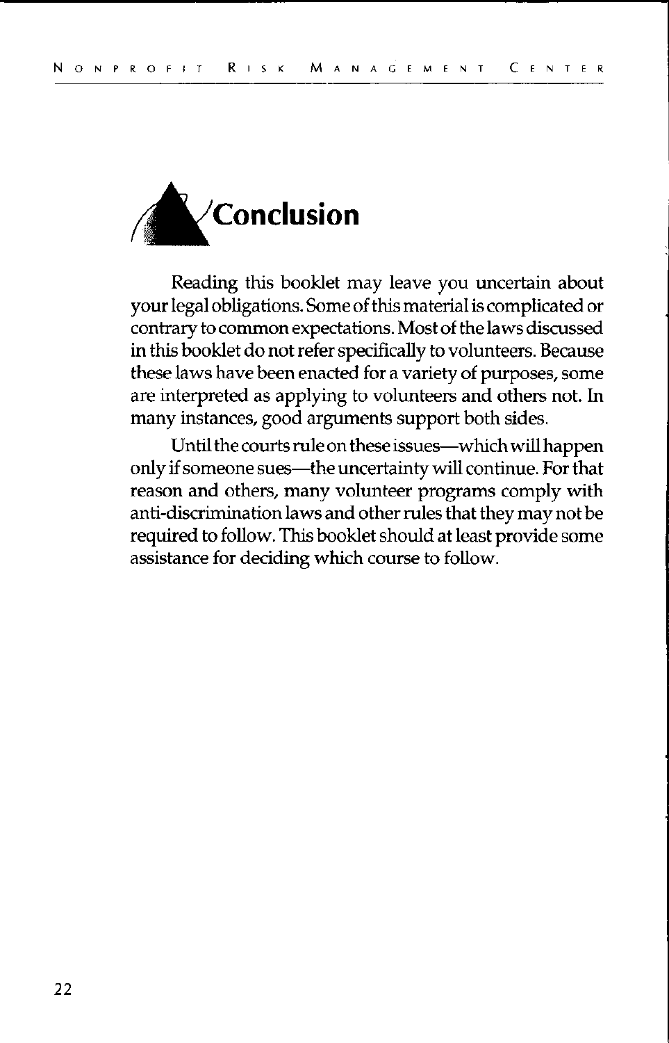# Conclusion

Reading this booklet may leave you uncertain about your legal obligations. Some of this material is complicated or contrary to common expectations. Most of the laws discussed in this booklet do not refer specifically to volunteers. Because these laws have been enacted for a variety of purposes, some are interpreted as applying to volunteers and others not. In many instances, good arguments support both sides.

Until the courts rule on these issues—which will happen only if someone sues—the uncertainty will continue. For that reason and others, many volunteer programs comply with anti-discrimination laws and other rules that they may not be required to follow. This booklet should at least provide some assistance for deciding which course to follow.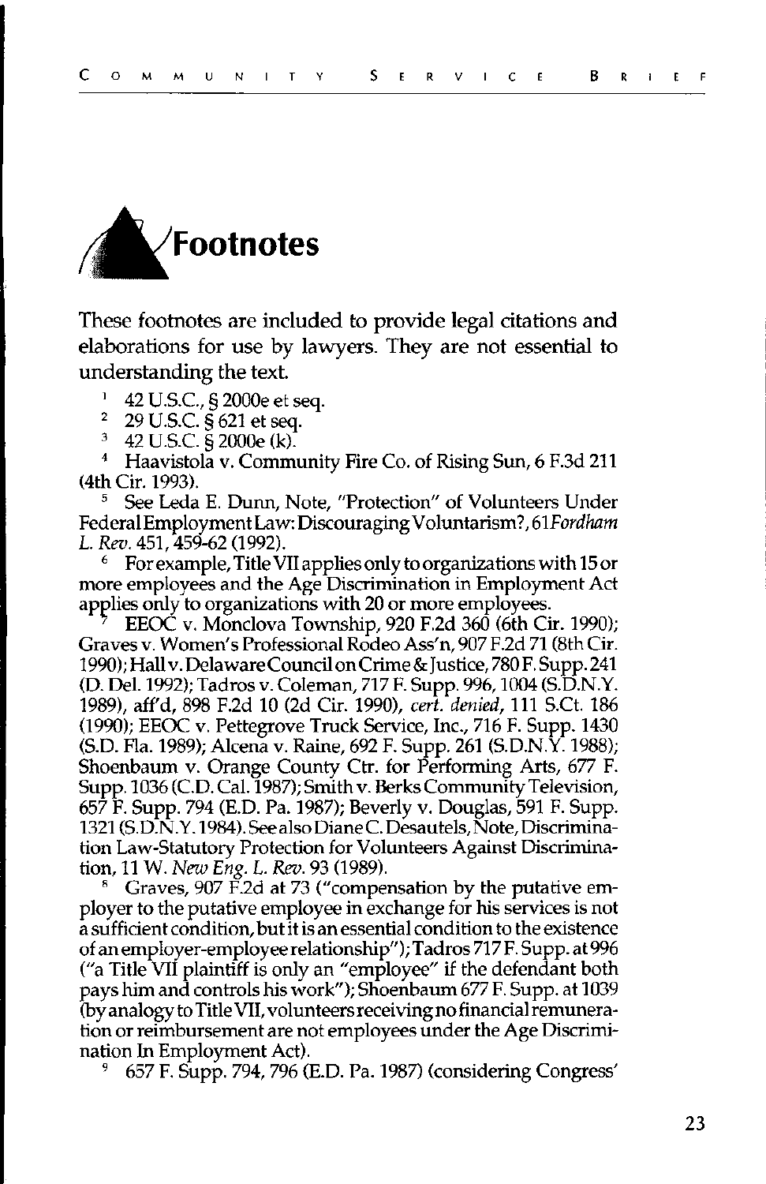# Footnotes

These footnotes are included to provide legal citations and elaborations for use by lawyers. They are not essential to understanding the text.

[1] 42 U.S.C., § 2000e et seq.

[2] 29 U.S.C. § 621 et seq.

[3] 42 U.S.C. § 2000e (k).

[4] Haavistola v. Community Fire Co. of Rising Sun, 6 F.3d 211 (4th Cir. 1993).

[5] See Leda E. Dunn, Note, "Protection" of Volunteers Under Federal Employment Law: Discouraging Voluntarism?, 61 *Fordham L. Rev.* 451, 459-62 (1992).

[6] For example, Title VII applies only to organizations with 15 or more employees and the Age Discrimination in Employment Act applies only to organizations with 20 or more employees.

[7] EEOC v. Monclova Township, 920 F.2d 360 (6th Cir. 1990); Graves v. Women's Professional Rodeo Ass'n, 907 F.2d 71 (8th Cir. 1990); Hall v. Delaware Council on Crime & Justice, 780 F. Supp. 241 (D. Del. 1992); Tadros v. Coleman, 717 F. Supp. 996, 1004 (S.D.N.Y. 1989), aff'd, 898 F.2d 10 (2d Cir. 1990), *cert. denied*, 111 S.Ct. 186 (1990); EEOC v. Pettegrove Truck Service, Inc., 716 F. Supp. 1430 (S.D. Fla. 1989); Alcena v. Raine, 692 F. Supp. 261 (S.D.N.Y. 1988); Shoenbaum v. Orange County Ctr. for Performing Arts, 677 F. Supp. 1036 (C.D. Cal. 1987); Smith v. Berks Community Television, 657 F. Supp. 794 (E.D. Pa. 1987); Beverly v. Douglas, 591 F. Supp. 1321 (S.D.N.Y. 1984). See also Diane C. Desautels, Note, Discrimination Law-Statutory Protection for Volunteers Against Discrimination, 11 W. *New Eng. L. Rev.* 93 (1989).

[8] Graves, 907 F.2d at 73 ("compensation by the putative employer to the putative employee in exchange for his services is not a sufficient condition, but it is an essential condition to the existence of an employer-employee relationship"); Tadros 717 F. Supp. at 996 ("a Title VII plaintiff is only an "employee" if the defendant both pays him and controls his work"); Shoenbaum 677 F. Supp. at 1039 (by analogy to Title VII, volunteers receiving no financial remuneration or reimbursement are not employees under the Age Discrimination In Employment Act).

[9] 657 F. Supp. 794, 796 (E.D. Pa. 1987) (considering Congress'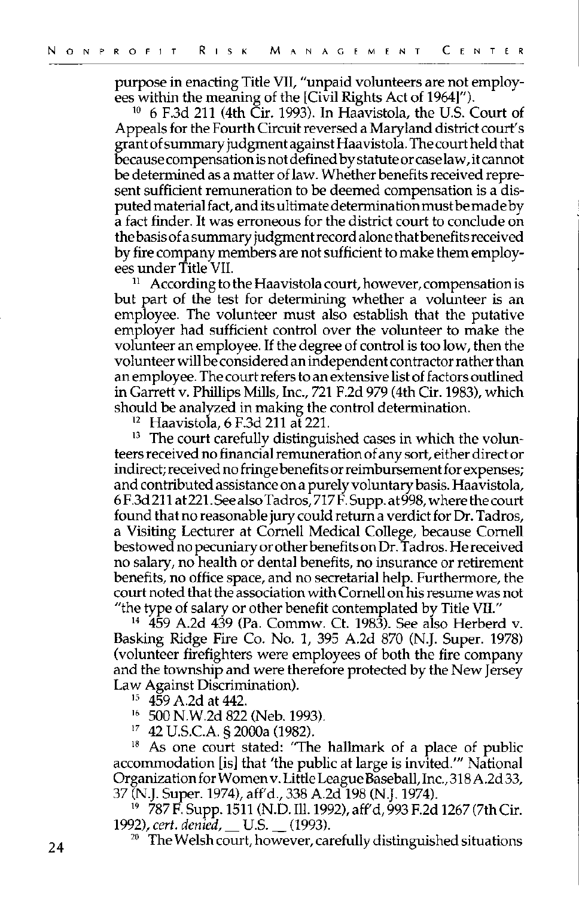purpose in enacting Title VII, "unpaid volunteers are not employees within the meaning of the [Civil Rights Act of 1964]").

[10] 6 F.3d 211 (4th Cir. 1993). In Haavistola, the U.S. Court of Appeals for the Fourth Circuit reversed a Maryland district court's grant of summary judgment against Haavistola. The court held that because compensation is not defined by statute or case law, it cannot be determined as a matter of law. Whether benefits received represent sufficient remuneration to be deemed compensation is a disputed material fact, and its ultimate determination must be made by a fact finder. It was erroneous for the district court to conclude on the basis of a summary judgment record alone that benefits received by fire company members are not sufficient to make them employees under Title VII.

[11] According to the Haavistola court, however, compensation is but part of the test for determining whether a volunteer is an employee. The volunteer must also establish that the putative employer had sufficient control over the volunteer to make the volunteer an employee. If the degree of control is too low, then the volunteer will be considered an independent contractor rather than an employee. The court refers to an extensive list of factors outlined in Garrett v. Phillips Mills, Inc., 721 F.2d 979 (4th Cir. 1983), which should be analyzed in making the control determination.

[12] Haavistola, 6 F.3d 211 at 221.

[13] The court carefully distinguished cases in which the volunteers received no financial remuneration of any sort, either direct or indirect; received no fringe benefits or reimbursement for expenses; and contributed assistance on a purely voluntary basis. Haavistola, 6 F.3d 211 at 221. See also Tadros, 717 F. Supp. at 998, where the court found that no reasonable jury could return a verdict for Dr. Tadros, a Visiting Lecturer at Cornell Medical College, because Cornell bestowed no pecuniary or other benefits on Dr. Tadros. He received no salary, no health or dental benefits, no insurance or retirement benefits, no office space, and no secretarial help. Furthermore, the court noted that the association with Cornell on his resume was not "the type of salary or other benefit contemplated by Title VII."

[14] 459 A.2d 439 (Pa. Commw. Ct. 1983). See also Herberd v. Basking Ridge Fire Co. No. 1, 395 A.2d 870 (N.J. Super. 1978) (volunteer firefighters were employees of both the fire company and the township and were therefore protected by the New Jersey Law Against Discrimination).

[15] 459 A.2d at 442.

[16] 500 N.W.2d 822 (Neb. 1993).

[17] 42 U.S.C.A. § 2000a (1982).

[18] As one court stated: "The hallmark of a place of public accommodation [is] that 'the public at large is invited.'" National Organization for Women v. Little League Baseball, Inc., 318 A.2d 33, 37 (N.J. Super. 1974), aff'd., 338 A.2d 198 (N.J. 1974).

[19] 787 F. Supp. 1511 (N.D. Ill. 1992), aff'd, 993 F.2d 1267 (7th Cir. 1992), *cert. denied*, __ U.S. __ (1993).

[20] The Welsh court, however, carefully distinguished situations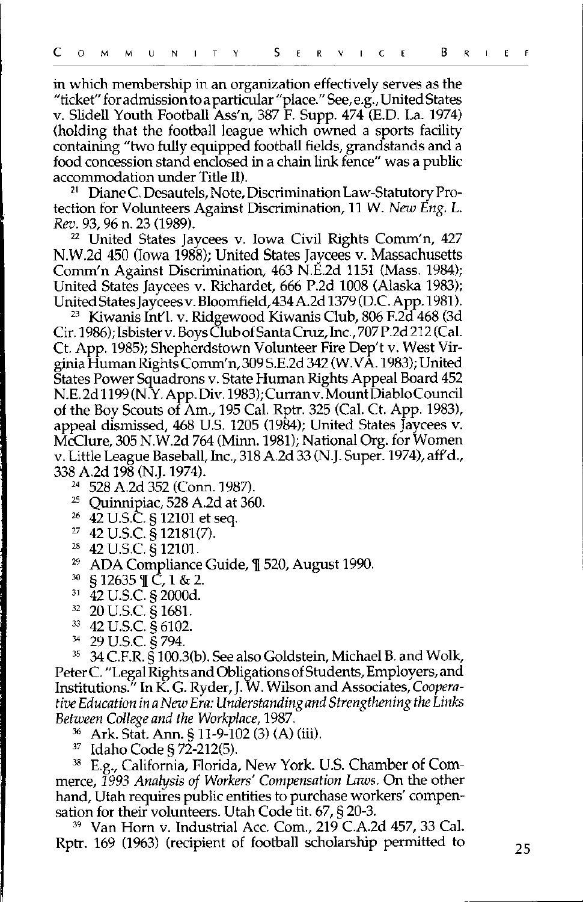in which membership in an organization effectively serves as the "ticket" for admission to a particular "place." See, e.g., United States v. Slidell Youth Football Ass'n, 387 F. Supp. 474 (E.D. La. 1974) (holding that the football league which owned a sports facility containing "two fully equipped football fields, grandstands and a food concession stand enclosed in a chain link fence" was a public accommodation under Title II).

[21] Diane C. Desautels, Note, Discrimination Law-Statutory Protection for Volunteers Against Discrimination, 11 W. *New Eng. L. Rev.* 93, 96 n. 23 (1989).

[22] United States Jaycees v. Iowa Civil Rights Comm'n, 427 N.W.2d 450 (Iowa 1988); United States Jaycees v. Massachusetts Comm'n Against Discrimination, 463 N.E.2d 1151 (Mass. 1984); United States Jaycees v. Richardet, 666 P.2d 1008 (Alaska 1983); United States Jaycees v. Bloomfield, 434 A.2d 1379 (D.C. App. 1981).

[23] Kiwanis Int'l. v. Ridgewood Kiwanis Club, 806 F.2d 468 (3d Cir. 1986); Isbister v. Boys Club of Santa Cruz, Inc., 707 P.2d 212 (Cal. Ct. App. 1985); Shepherdstown Volunteer Fire Dep't v. West Virginia Human Rights Comm'n, 309 S.E.2d 342 (W.VA. 1983); United States Power Squadrons v. State Human Rights Appeal Board 452 N.E.2d 1199 (N.Y. App. Div. 1983); Curran v. Mount Diablo Council of the Boy Scouts of Am., 195 Cal. Rptr. 325 (Cal. Ct. App. 1983), appeal dismissed, 468 U.S. 1205 (1984); United States Jaycees v. McClure, 305 N.W.2d 764 (Minn. 1981); National Org. for Women v. Little League Baseball, Inc., 318 A.2d 33 (N.J. Super. 1974), aff'd., 338 A.2d 198 (N.J. 1974).

[24] 528 A.2d 352 (Conn. 1987).

[25] Quinnipiac, 528 A.2d at 360.

[26] 42 U.S.C. § 12101 et seq.

[27] 42 U.S.C. § 12181(7).

[28] 42 U.S.C. § 12101.

[29] ADA Compliance Guide, ¶ 520, August 1990.

[30] § 12635 ¶ C, 1 & 2.

[31] 42 U.S.C. § 2000d.

[32] 20 U.S.C. § 1681.

[33] 42 U.S.C. § 6102.

[34] 29 U.S.C. § 794.

[35] 34 C.F.R. § 100.3(b). See also Goldstein, Michael B. and Wolk, Peter C. "Legal Rights and Obligations of Students, Employers, and Institutions." In K. G. Ryder, J. W. Wilson and Associates, *Cooperative Education in a New Era: Understanding and Strengthening the Links Between College and the Workplace*, 1987.

[36] Ark. Stat. Ann. § 11-9-102 (3) (A) (iii).

[37] Idaho Code § 72-212(5).

[38] E.g., California, Florida, New York. U.S. Chamber of Commerce, *1993 Analysis of Workers' Compensation Laws*. On the other hand, Utah requires public entities to purchase workers' compensation for their volunteers. Utah Code tit. 67, § 20-3.

[39] Van Horn v. Industrial Acc. Com., 219 C.A.2d 457, 33 Cal. Rptr. 169 (1963) (recipient of football scholarship permitted to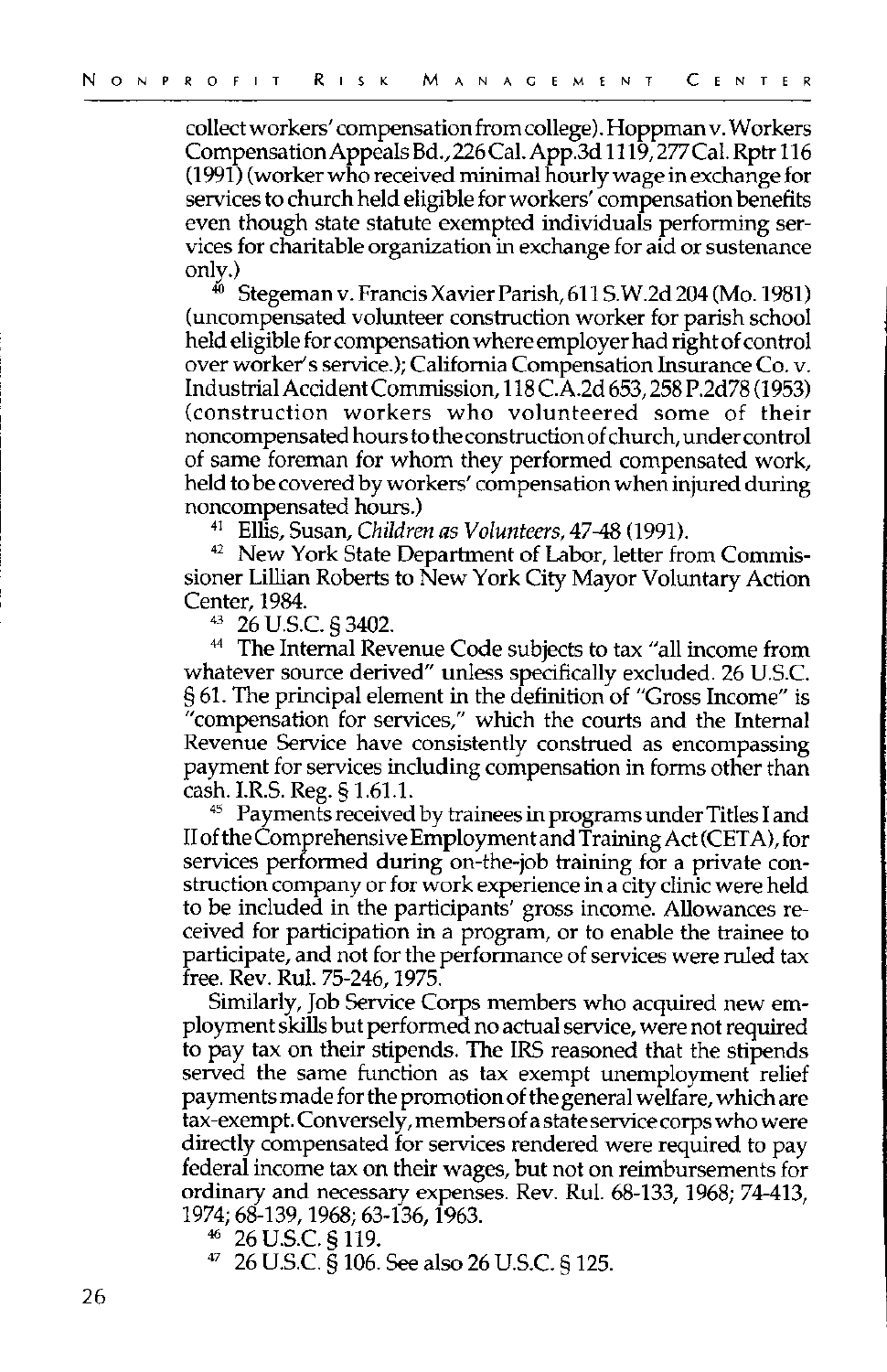collect workers' compensation from college). Hoppman v. Workers Compensation Appeals Bd., 226 Cal. App.3d 1119, 277 Cal. Rptr 116 (1991) (worker who received minimal hourly wage in exchange for services to church held eligible for workers' compensation benefits even though state statute exempted individuals performing services for charitable organization in exchange for aid or sustenance only.)

[40] Stegeman v. Francis Xavier Parish, 611 S.W.2d 204 (Mo. 1981) (uncompensated volunteer construction worker for parish school held eligible for compensation where employer had right of control over worker's service.); California Compensation Insurance Co. v. Industrial Accident Commission, 118 C.A.2d 653, 258 P.2d78 (1953) (construction workers who volunteered some of their noncompensated hours to the construction of church, under control of same foreman for whom they performed compensated work, held to be covered by workers' compensation when injured during noncompensated hours.)

[41] Ellis, Susan, *Children as Volunteers*, 47-48 (1991).

[42] New York State Department of Labor, letter from Commissioner Lillian Roberts to New York City Mayor Voluntary Action Center, 1984.

[43] 26 U.S.C. § 3402.

[44] The Internal Revenue Code subjects to tax "all income from whatever source derived" unless specifically excluded. 26 U.S.C. § 61. The principal element in the definition of "Gross Income" is "compensation for services," which the courts and the Internal Revenue Service have consistently construed as encompassing payment for services including compensation in forms other than cash. I.R.S. Reg. § 1.61.1.

[45] Payments received by trainees in programs under Titles I and II of the Comprehensive Employment and Training Act (CETA), for services performed during on-the-job training for a private construction company or for work experience in a city clinic were held to be included in the participants' gross income. Allowances received for participation in a program, or to enable the trainee to participate, and not for the performance of services were ruled tax free. Rev. Rul. 75-246, 1975.

Similarly, Job Service Corps members who acquired new employment skills but performed no actual service, were not required to pay tax on their stipends. The IRS reasoned that the stipends served the same function as tax exempt unemployment relief payments made for the promotion of the general welfare, which are tax-exempt. Conversely, members of a state service corps who were directly compensated for services rendered were required to pay federal income tax on their wages, but not on reimbursements for ordinary and necessary expenses. Rev. Rul. 68-133, 1968; 74-413, 1974; 68-139, 1968; 63-136, 1963.

[46] 26 U.S.C. § 119.

[47] 26 U.S.C. § 106. See also 26 U.S.C. § 125.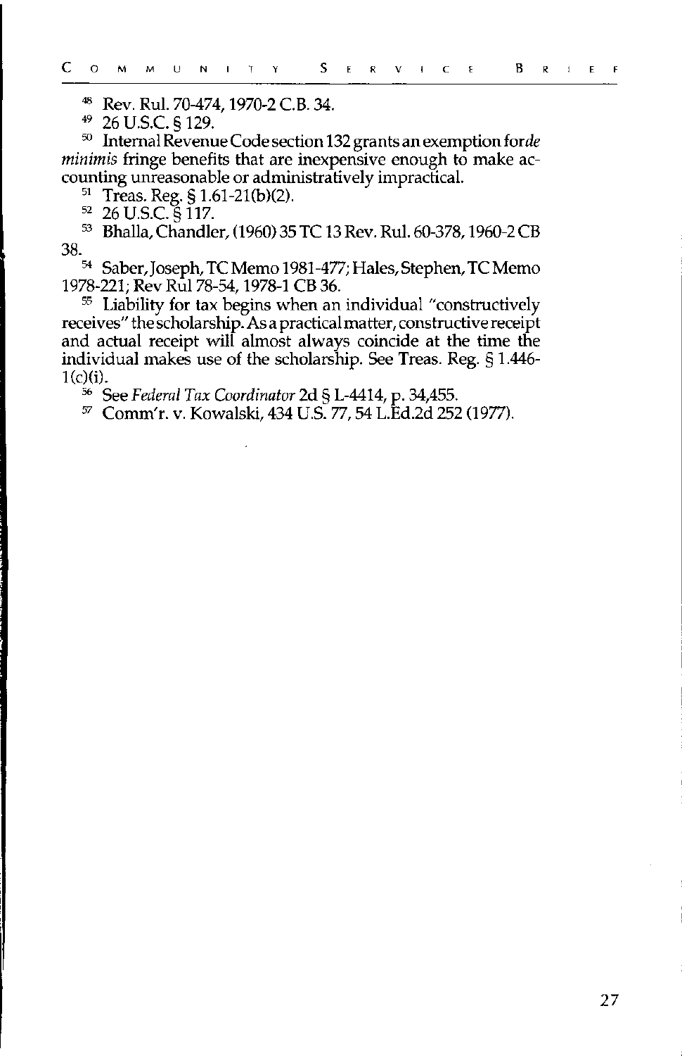[48] Rev. Rul. 70-474, 1970-2 C.B. 34.

[49] 26 U.S.C. § 129.

[50] Internal Revenue Code section 132 grants an exemption for *de minimis* fringe benefits that are inexpensive enough to make accounting unreasonable or administratively impractical.

[51] Treas. Reg. § 1.61-21(b)(2).

[52] 26 U.S.C. § 117.

[53] Bhalla, Chandler, (1960) 35 TC 13 Rev. Rul. 60-378, 1960-2 CB 38.

[54] Saber, Joseph, TC Memo 1981-477; Hales, Stephen, TC Memo 1978-221; Rev Rul 78-54, 1978-1 CB 36.

[55] Liability for tax begins when an individual "constructively receives" the scholarship. As a practical matter, constructive receipt and actual receipt will almost always coincide at the time the individual makes use of the scholarship. See Treas. Reg. § 1.446-1(c)(i).

[56] See *Federal Tax Coordinator* 2d § L-4414, p. 34,455.

[57] Comm'r. v. Kowalski, 434 U.S. 77, 54 L.Ed.2d 252 (1977).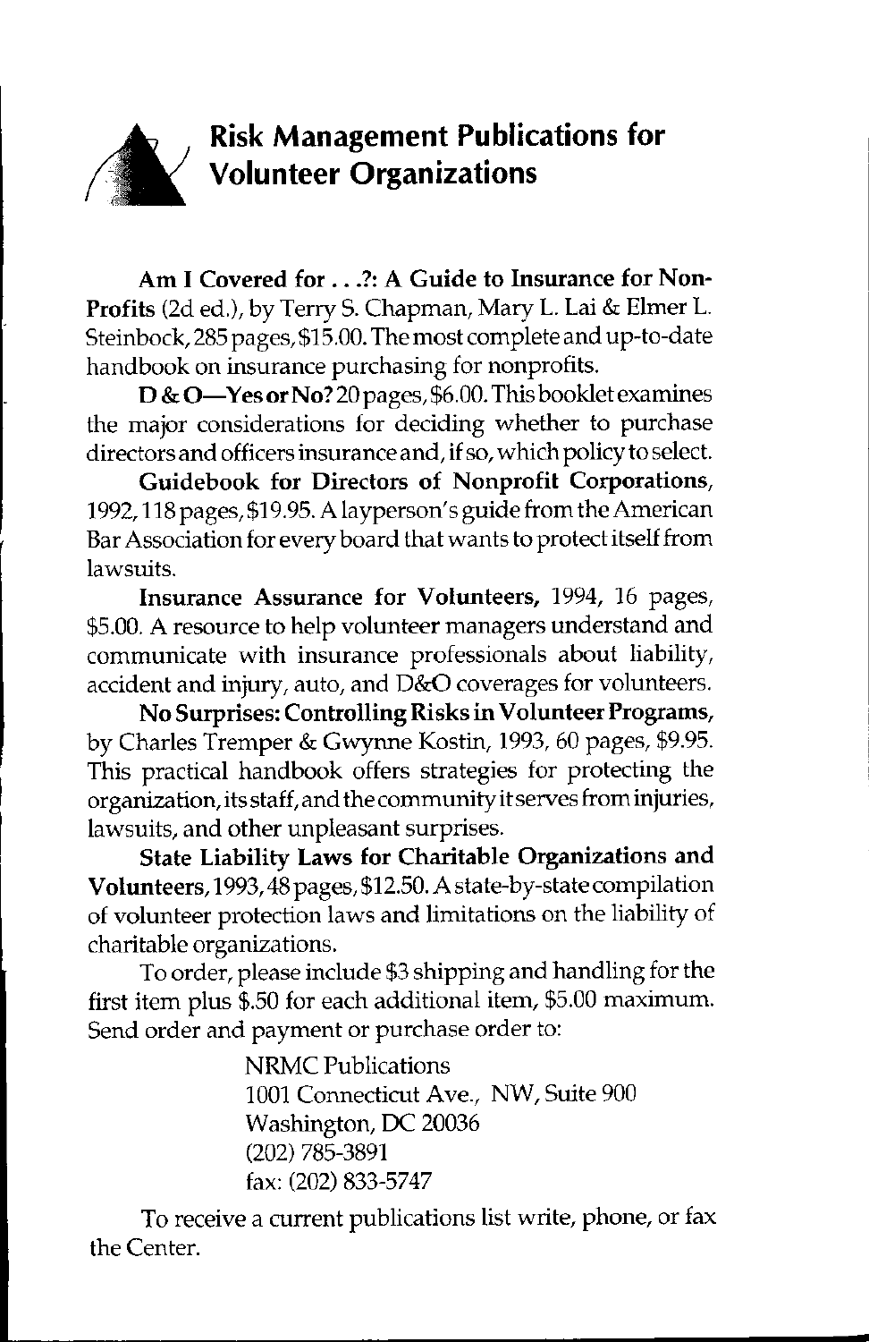# Risk Management Publications for Volunteer Organizations

**Am I Covered for . . .?: A Guide to Insurance for Non-Profits** (2d ed.), by Terry S. Chapman, Mary L. Lai & Elmer L. Steinbock, 285 pages, $15.00. The most complete and up-to-date handbook on insurance purchasing for nonprofits.

**D & O—Yes or No?** 20 pages, $6.00. This booklet examines the major considerations for deciding whether to purchase directors and officers insurance and, if so, which policy to select.

**Guidebook for Directors of Nonprofit Corporations**, 1992, 118 pages, $19.95. A layperson's guide from the American Bar Association for every board that wants to protect itself from lawsuits.

**Insurance Assurance for Volunteers,** 1994, 16 pages, $5.00. A resource to help volunteer managers understand and communicate with insurance professionals about liability, accident and injury, auto, and D&O coverages for volunteers.

**No Surprises: Controlling Risks in Volunteer Programs,** by Charles Tremper & Gwynne Kostin, 1993, 60 pages, $9.95. This practical handbook offers strategies for protecting the organization, its staff, and the community it serves from injuries, lawsuits, and other unpleasant surprises.

**State Liability Laws for Charitable Organizations and Volunteers,** 1993, 48 pages, $12.50. A state-by-state compilation of volunteer protection laws and limitations on the liability of charitable organizations.

To order, please include $3 shipping and handling for the first item plus $.50 for each additional item, $5.00 maximum. Send order and payment or purchase order to:

NRMC Publications
1001 Connecticut Ave., NW, Suite 900
Washington, DC 20036
(202) 785-3891
fax: (202) 833-5747

To receive a current publications list write, phone, or fax the Center.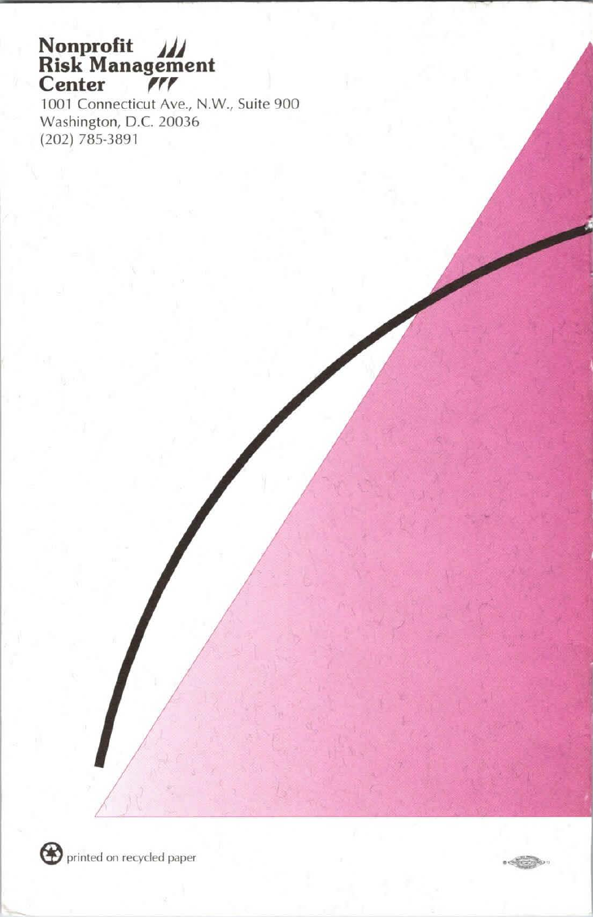**Nonprofit Risk Management Center**

1001 Connecticut Ave., N.W., Suite 900
Washington, D.C. 20036
(202) 785-3891

printed on recycled paper